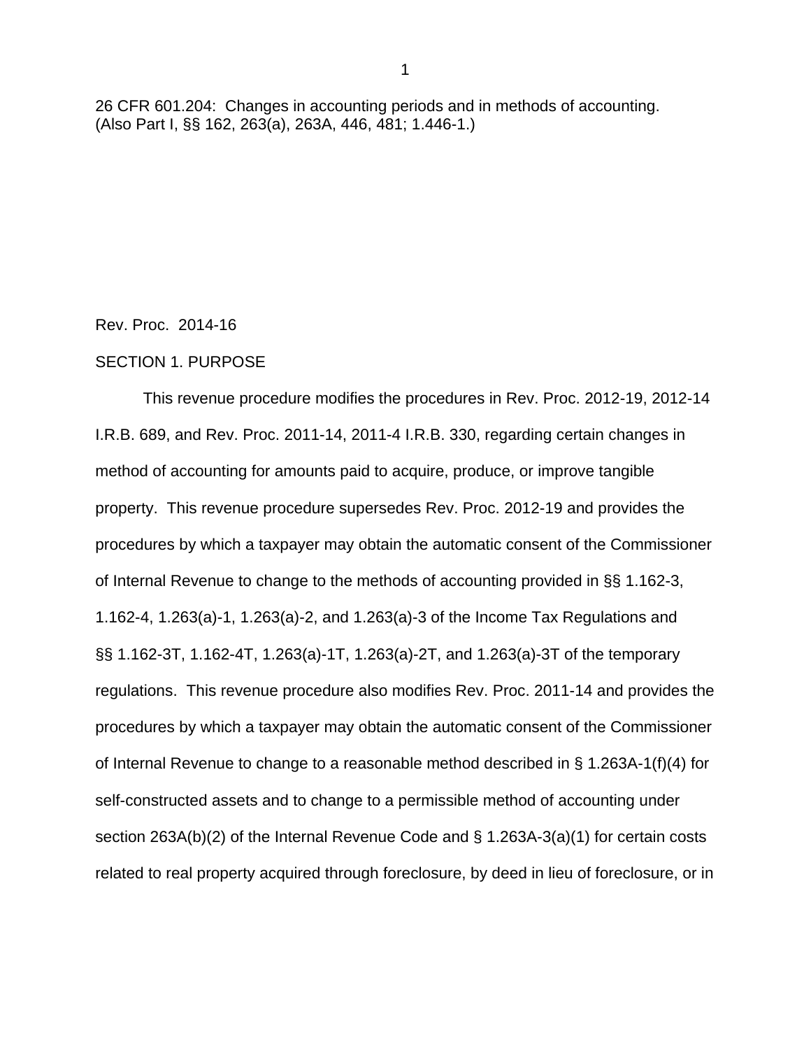26 CFR 601.204: Changes in accounting periods and in methods of accounting.
(Also Part I, §§ 162, 263(a), 263A, 446, 481; 1.446-1.)

Rev. Proc. 2014-16

SECTION 1. PURPOSE

This revenue procedure modifies the procedures in Rev. Proc. 2012-19, 2012-14 I.R.B. 689, and Rev. Proc. 2011-14, 2011-4 I.R.B. 330, regarding certain changes in method of accounting for amounts paid to acquire, produce, or improve tangible property. This revenue procedure supersedes Rev. Proc. 2012-19 and provides the procedures by which a taxpayer may obtain the automatic consent of the Commissioner of Internal Revenue to change to the methods of accounting provided in §§ 1.162-3, 1.162-4, 1.263(a)-1, 1.263(a)-2, and 1.263(a)-3 of the Income Tax Regulations and §§ 1.162-3T, 1.162-4T, 1.263(a)-1T, 1.263(a)-2T, and 1.263(a)-3T of the temporary regulations. This revenue procedure also modifies Rev. Proc. 2011-14 and provides the procedures by which a taxpayer may obtain the automatic consent of the Commissioner of Internal Revenue to change to a reasonable method described in § 1.263A-1(f)(4) for self-constructed assets and to change to a permissible method of accounting under section 263A(b)(2) of the Internal Revenue Code and § 1.263A-3(a)(1) for certain costs related to real property acquired through foreclosure, by deed in lieu of foreclosure, or in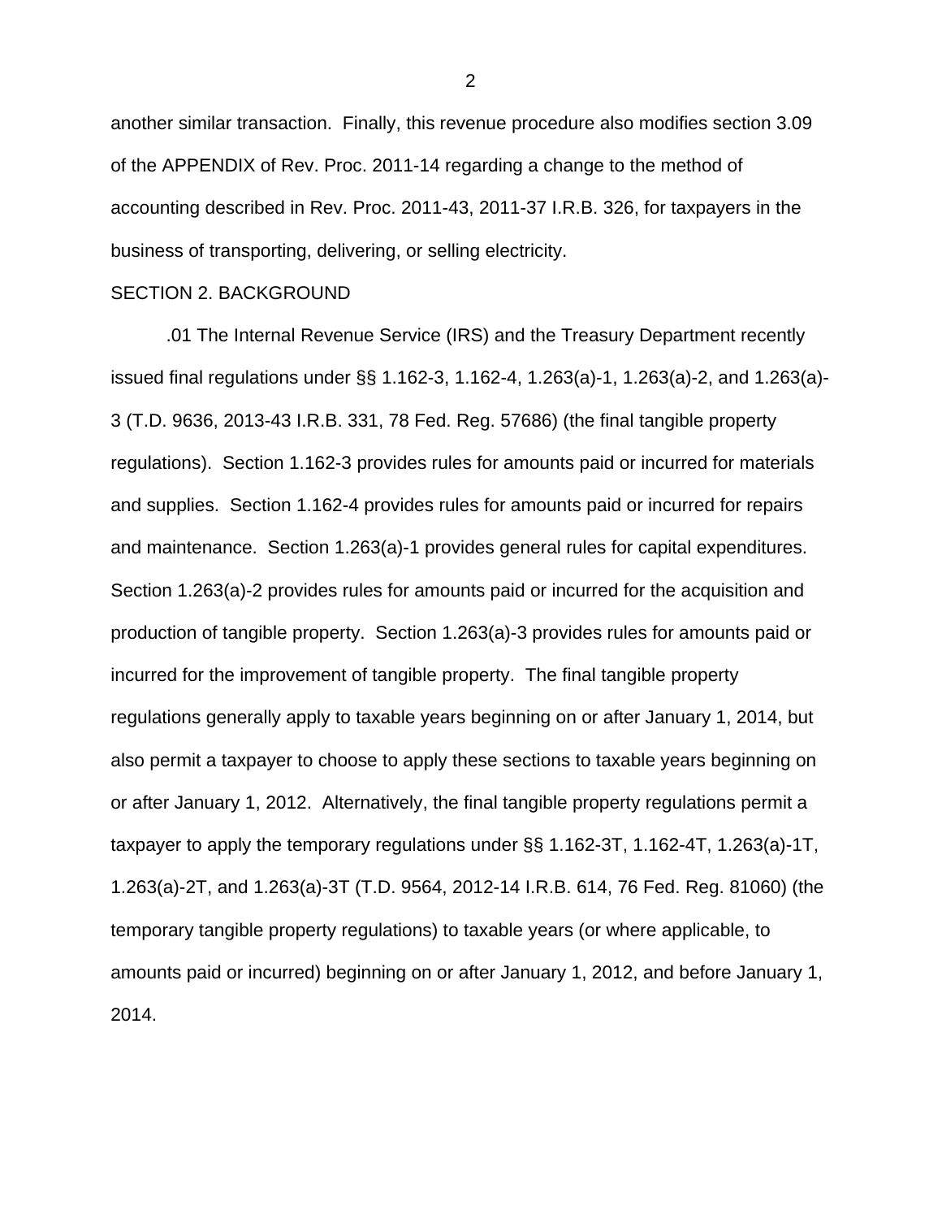another similar transaction.  Finally, this revenue procedure also modifies section 3.09 of the APPENDIX of Rev. Proc. 2011-14 regarding a change to the method of accounting described in Rev. Proc. 2011-43, 2011-37 I.R.B. 326, for taxpayers in the business of transporting, delivering, or selling electricity.

SECTION 2. BACKGROUND

.01 The Internal Revenue Service (IRS) and the Treasury Department recently issued final regulations under §§ 1.162-3, 1.162-4, 1.263(a)-1, 1.263(a)-2, and 1.263(a)-3 (T.D. 9636, 2013-43 I.R.B. 331, 78 Fed. Reg. 57686) (the final tangible property regulations).  Section 1.162-3 provides rules for amounts paid or incurred for materials and supplies.  Section 1.162-4 provides rules for amounts paid or incurred for repairs and maintenance.  Section 1.263(a)-1 provides general rules for capital expenditures.  Section 1.263(a)-2 provides rules for amounts paid or incurred for the acquisition and production of tangible property.  Section 1.263(a)-3 provides rules for amounts paid or incurred for the improvement of tangible property.  The final tangible property regulations generally apply to taxable years beginning on or after January 1, 2014, but also permit a taxpayer to choose to apply these sections to taxable years beginning on or after January 1, 2012.  Alternatively, the final tangible property regulations permit a taxpayer to apply the temporary regulations under §§ 1.162-3T, 1.162-4T, 1.263(a)-1T, 1.263(a)-2T, and 1.263(a)-3T (T.D. 9564, 2012-14 I.R.B. 614, 76 Fed. Reg. 81060) (the temporary tangible property regulations) to taxable years (or where applicable, to amounts paid or incurred) beginning on or after January 1, 2012, and before January 1, 2014.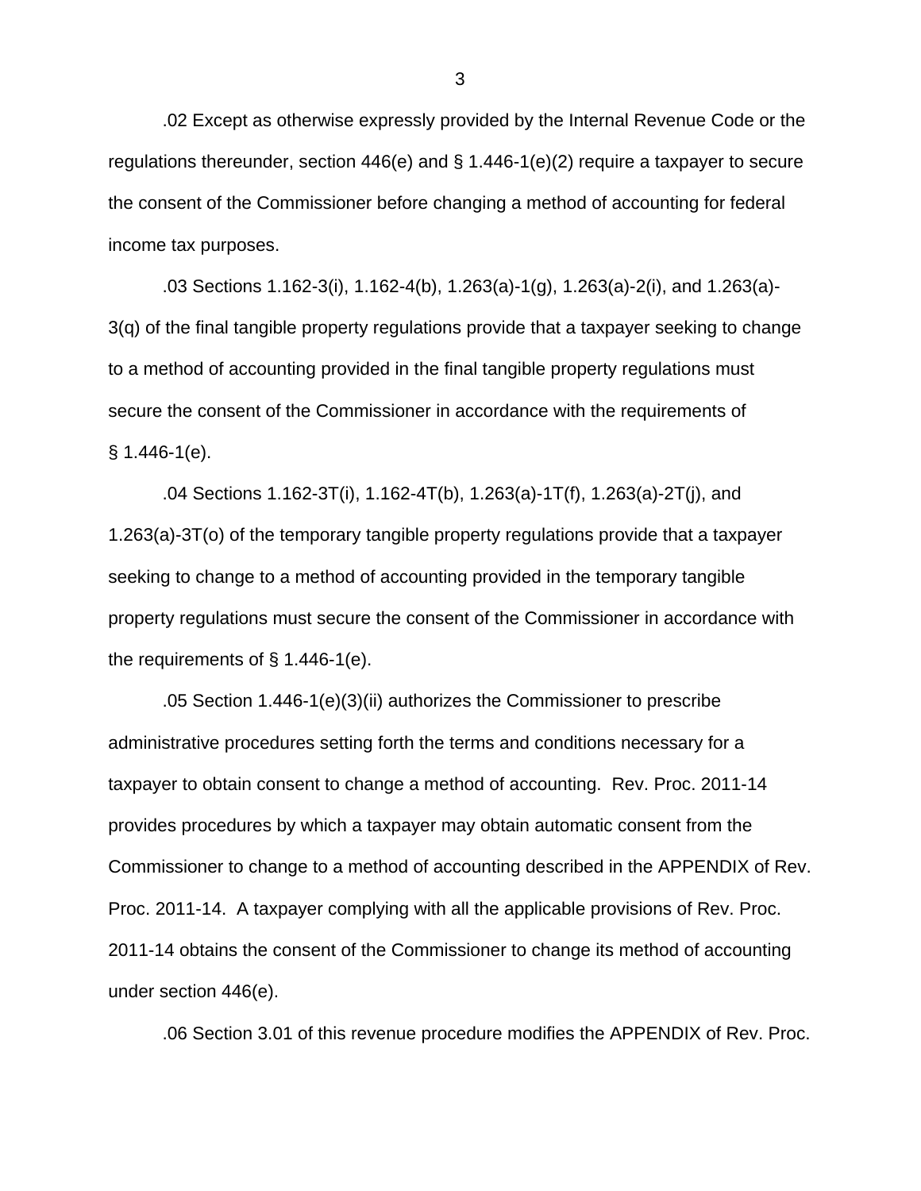.02 Except as otherwise expressly provided by the Internal Revenue Code or the regulations thereunder, section 446(e) and § 1.446-1(e)(2) require a taxpayer to secure the consent of the Commissioner before changing a method of accounting for federal income tax purposes.

.03 Sections 1.162-3(i), 1.162-4(b), 1.263(a)-1(g), 1.263(a)-2(i), and 1.263(a)-3(q) of the final tangible property regulations provide that a taxpayer seeking to change to a method of accounting provided in the final tangible property regulations must secure the consent of the Commissioner in accordance with the requirements of § 1.446-1(e).

.04 Sections 1.162-3T(i), 1.162-4T(b), 1.263(a)-1T(f), 1.263(a)-2T(j), and 1.263(a)-3T(o) of the temporary tangible property regulations provide that a taxpayer seeking to change to a method of accounting provided in the temporary tangible property regulations must secure the consent of the Commissioner in accordance with the requirements of § 1.446-1(e).

.05 Section 1.446-1(e)(3)(ii) authorizes the Commissioner to prescribe administrative procedures setting forth the terms and conditions necessary for a taxpayer to obtain consent to change a method of accounting. Rev. Proc. 2011-14 provides procedures by which a taxpayer may obtain automatic consent from the Commissioner to change to a method of accounting described in the APPENDIX of Rev. Proc. 2011-14. A taxpayer complying with all the applicable provisions of Rev. Proc. 2011-14 obtains the consent of the Commissioner to change its method of accounting under section 446(e).

.06 Section 3.01 of this revenue procedure modifies the APPENDIX of Rev. Proc.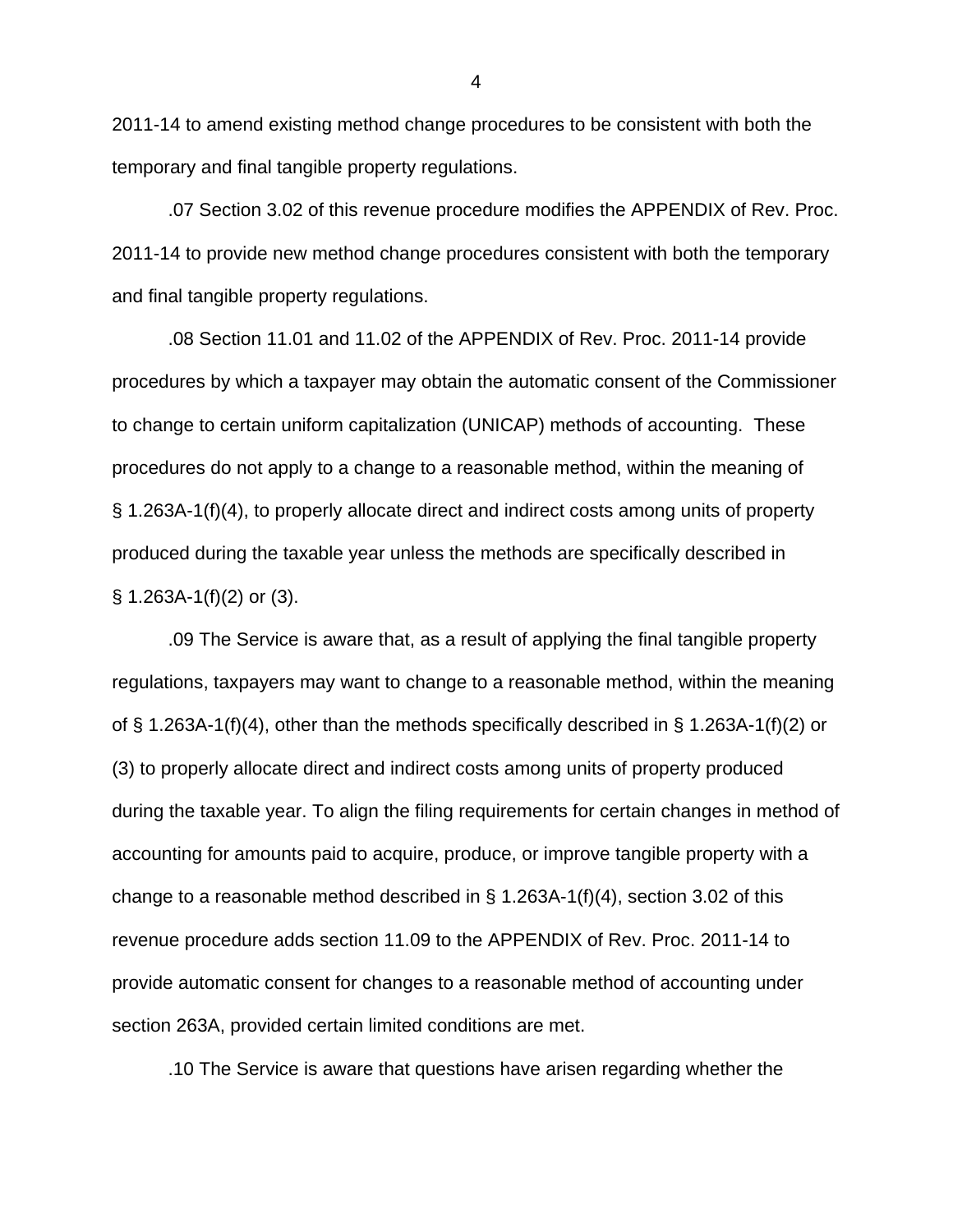2011-14 to amend existing method change procedures to be consistent with both the temporary and final tangible property regulations.

.07 Section 3.02 of this revenue procedure modifies the APPENDIX of Rev. Proc. 2011-14 to provide new method change procedures consistent with both the temporary and final tangible property regulations.

.08 Section 11.01 and 11.02 of the APPENDIX of Rev. Proc. 2011-14 provide procedures by which a taxpayer may obtain the automatic consent of the Commissioner to change to certain uniform capitalization (UNICAP) methods of accounting. These procedures do not apply to a change to a reasonable method, within the meaning of § 1.263A-1(f)(4), to properly allocate direct and indirect costs among units of property produced during the taxable year unless the methods are specifically described in § 1.263A-1(f)(2) or (3).

.09 The Service is aware that, as a result of applying the final tangible property regulations, taxpayers may want to change to a reasonable method, within the meaning of § 1.263A-1(f)(4), other than the methods specifically described in § 1.263A-1(f)(2) or (3) to properly allocate direct and indirect costs among units of property produced during the taxable year. To align the filing requirements for certain changes in method of accounting for amounts paid to acquire, produce, or improve tangible property with a change to a reasonable method described in § 1.263A-1(f)(4), section 3.02 of this revenue procedure adds section 11.09 to the APPENDIX of Rev. Proc. 2011-14 to provide automatic consent for changes to a reasonable method of accounting under section 263A, provided certain limited conditions are met.

.10 The Service is aware that questions have arisen regarding whether the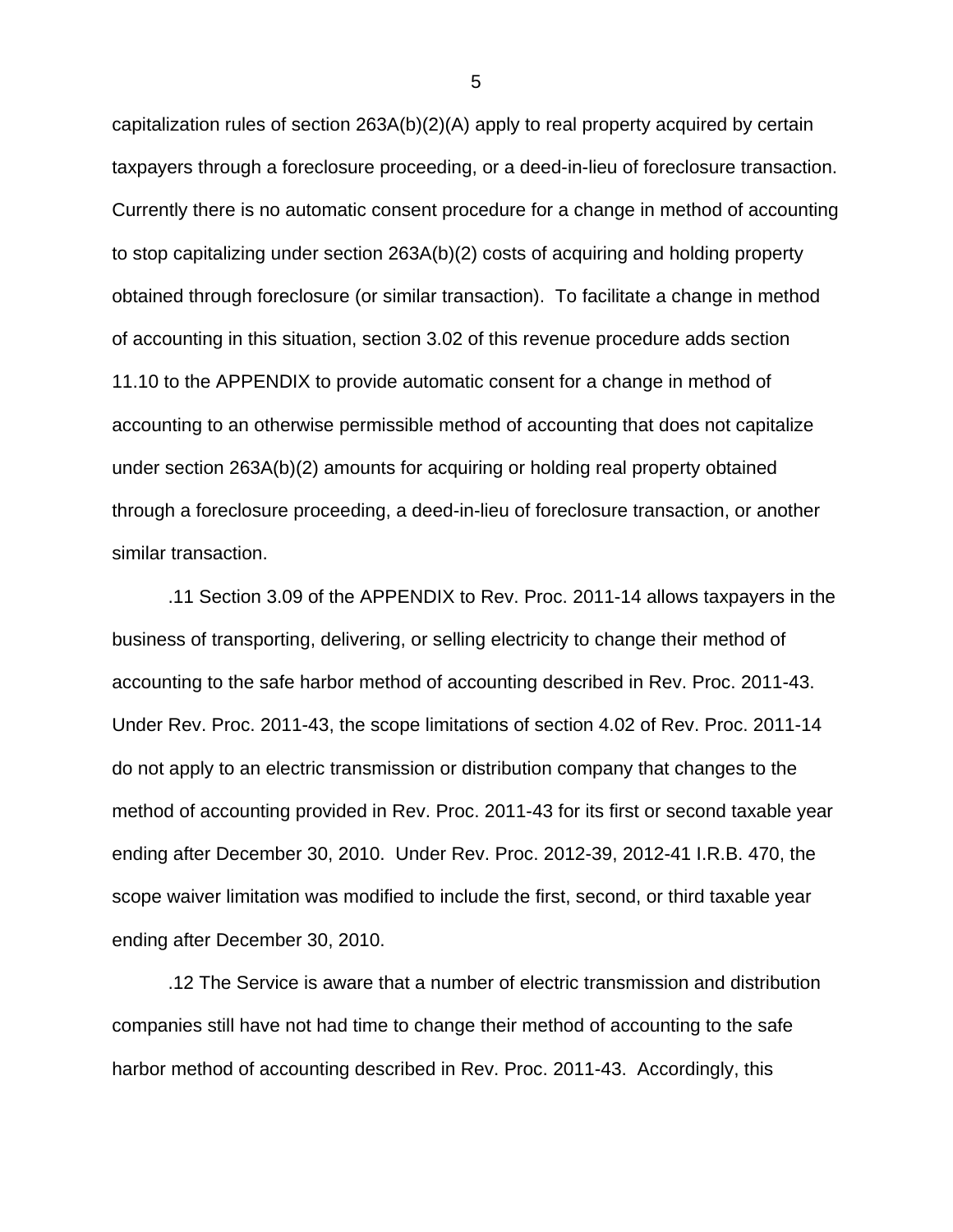capitalization rules of section 263A(b)(2)(A) apply to real property acquired by certain taxpayers through a foreclosure proceeding, or a deed-in-lieu of foreclosure transaction. Currently there is no automatic consent procedure for a change in method of accounting to stop capitalizing under section 263A(b)(2) costs of acquiring and holding property obtained through foreclosure (or similar transaction). To facilitate a change in method of accounting in this situation, section 3.02 of this revenue procedure adds section 11.10 to the APPENDIX to provide automatic consent for a change in method of accounting to an otherwise permissible method of accounting that does not capitalize under section 263A(b)(2) amounts for acquiring or holding real property obtained through a foreclosure proceeding, a deed-in-lieu of foreclosure transaction, or another similar transaction.

.11 Section 3.09 of the APPENDIX to Rev. Proc. 2011-14 allows taxpayers in the business of transporting, delivering, or selling electricity to change their method of accounting to the safe harbor method of accounting described in Rev. Proc. 2011-43. Under Rev. Proc. 2011-43, the scope limitations of section 4.02 of Rev. Proc. 2011-14 do not apply to an electric transmission or distribution company that changes to the method of accounting provided in Rev. Proc. 2011-43 for its first or second taxable year ending after December 30, 2010. Under Rev. Proc. 2012-39, 2012-41 I.R.B. 470, the scope waiver limitation was modified to include the first, second, or third taxable year ending after December 30, 2010.

.12 The Service is aware that a number of electric transmission and distribution companies still have not had time to change their method of accounting to the safe harbor method of accounting described in Rev. Proc. 2011-43. Accordingly, this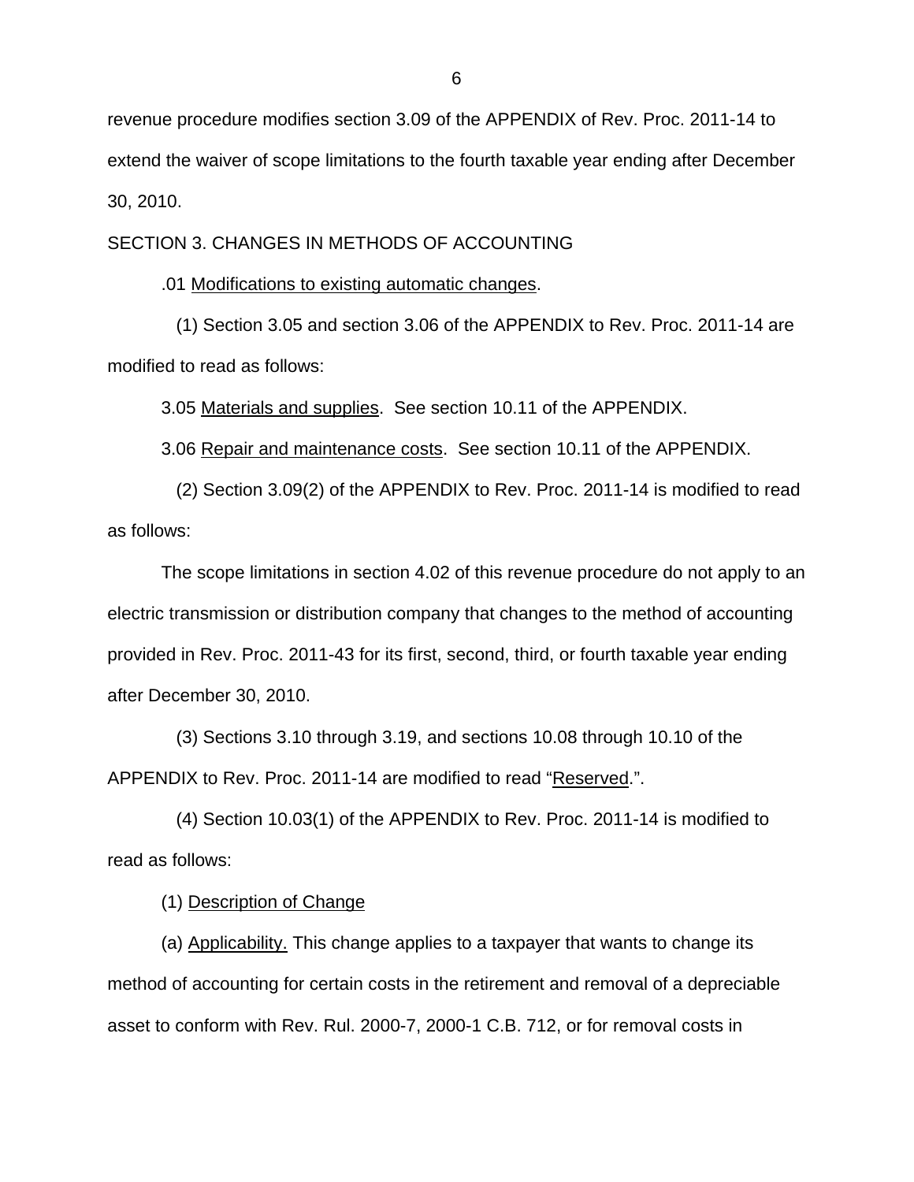revenue procedure modifies section 3.09 of the APPENDIX of Rev. Proc. 2011-14 to extend the waiver of scope limitations to the fourth taxable year ending after December 30, 2010.

SECTION 3. CHANGES IN METHODS OF ACCOUNTING

.01 Modifications to existing automatic changes.

(1) Section 3.05 and section 3.06 of the APPENDIX to Rev. Proc. 2011-14 are modified to read as follows:

3.05 Materials and supplies. See section 10.11 of the APPENDIX.

3.06 Repair and maintenance costs. See section 10.11 of the APPENDIX.

(2) Section 3.09(2) of the APPENDIX to Rev. Proc. 2011-14 is modified to read as follows:

The scope limitations in section 4.02 of this revenue procedure do not apply to an electric transmission or distribution company that changes to the method of accounting provided in Rev. Proc. 2011-43 for its first, second, third, or fourth taxable year ending after December 30, 2010.

(3) Sections 3.10 through 3.19, and sections 10.08 through 10.10 of the APPENDIX to Rev. Proc. 2011-14 are modified to read "Reserved.".

(4) Section 10.03(1) of the APPENDIX to Rev. Proc. 2011-14 is modified to read as follows:

(1) Description of Change

(a) Applicability. This change applies to a taxpayer that wants to change its method of accounting for certain costs in the retirement and removal of a depreciable asset to conform with Rev. Rul. 2000-7, 2000-1 C.B. 712, or for removal costs in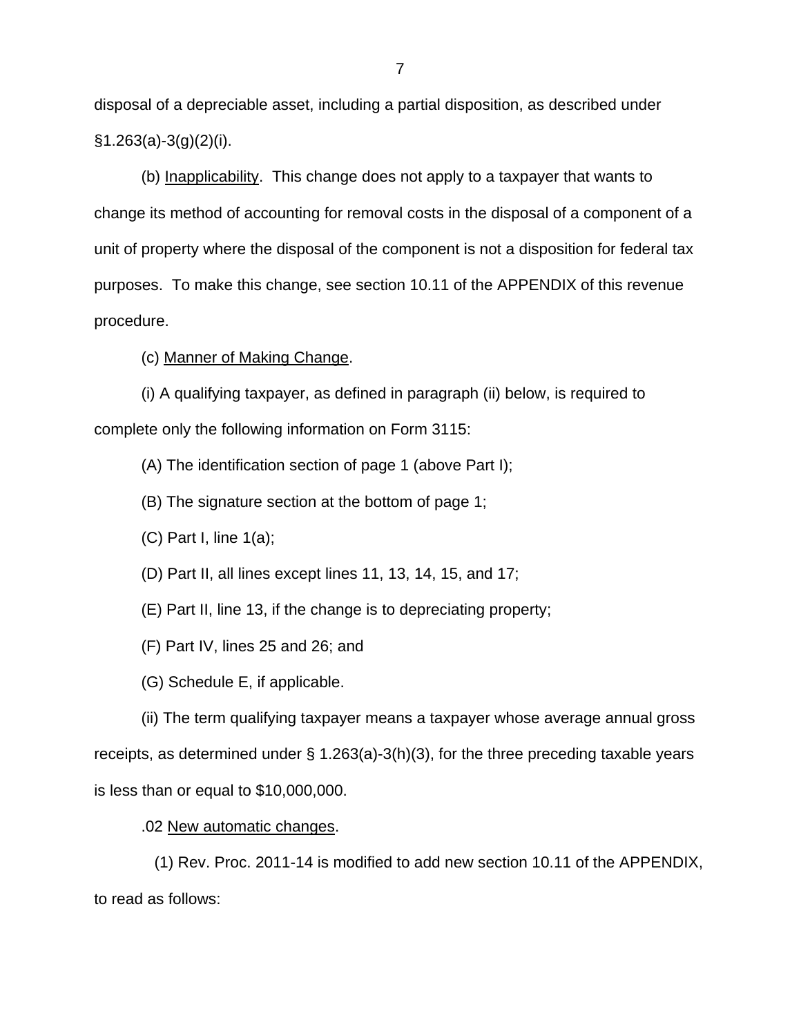disposal of a depreciable asset, including a partial disposition, as described under §1.263(a)-3(g)(2)(i).

(b) Inapplicability. This change does not apply to a taxpayer that wants to change its method of accounting for removal costs in the disposal of a component of a unit of property where the disposal of the component is not a disposition for federal tax purposes. To make this change, see section 10.11 of the APPENDIX of this revenue procedure.

(c) Manner of Making Change.

(i) A qualifying taxpayer, as defined in paragraph (ii) below, is required to complete only the following information on Form 3115:

(A) The identification section of page 1 (above Part I);

(B) The signature section at the bottom of page 1;

(C) Part I, line 1(a);

(D) Part II, all lines except lines 11, 13, 14, 15, and 17;

(E) Part II, line 13, if the change is to depreciating property;

(F) Part IV, lines 25 and 26; and

(G) Schedule E, if applicable.

(ii) The term qualifying taxpayer means a taxpayer whose average annual gross receipts, as determined under § 1.263(a)-3(h)(3), for the three preceding taxable years is less than or equal to $10,000,000.

.02 New automatic changes.

(1) Rev. Proc. 2011-14 is modified to add new section 10.11 of the APPENDIX, to read as follows: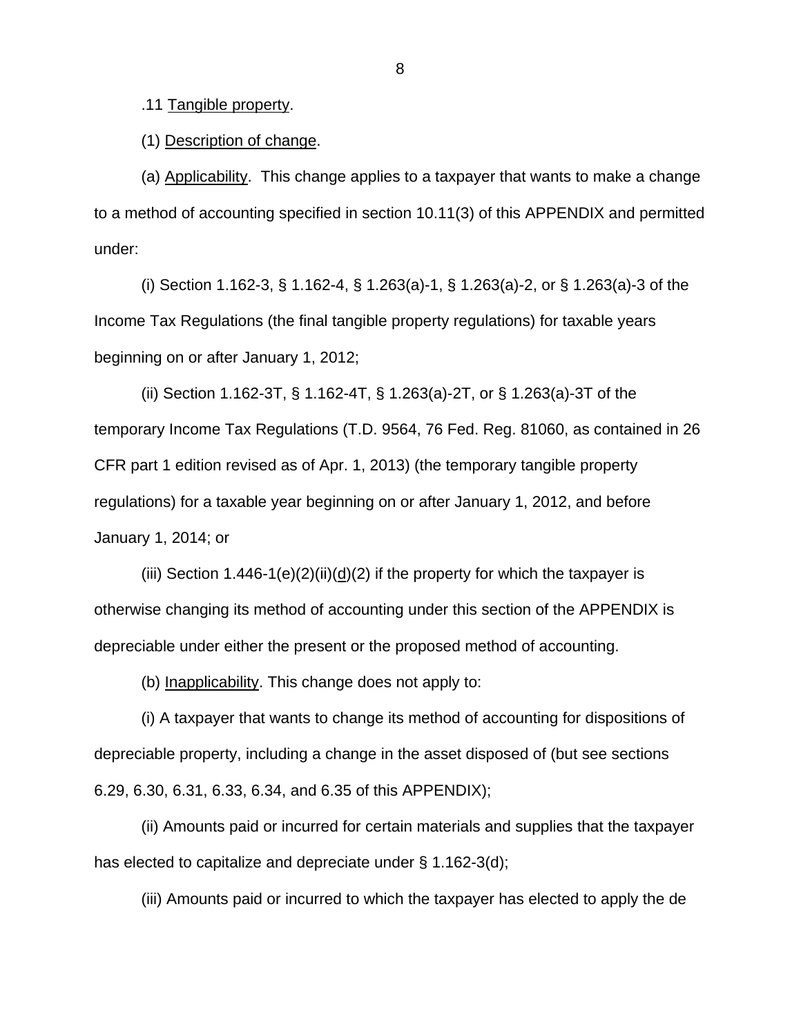.11 Tangible property.

(1) Description of change.

(a) Applicability. This change applies to a taxpayer that wants to make a change to a method of accounting specified in section 10.11(3) of this APPENDIX and permitted under:

(i) Section 1.162-3, § 1.162-4, § 1.263(a)-1, § 1.263(a)-2, or § 1.263(a)-3 of the Income Tax Regulations (the final tangible property regulations) for taxable years beginning on or after January 1, 2012;

(ii) Section 1.162-3T, § 1.162-4T, § 1.263(a)-2T, or § 1.263(a)-3T of the temporary Income Tax Regulations (T.D. 9564, 76 Fed. Reg. 81060, as contained in 26 CFR part 1 edition revised as of Apr. 1, 2013) (the temporary tangible property regulations) for a taxable year beginning on or after January 1, 2012, and before January 1, 2014; or

(iii) Section 1.446-1(e)(2)(ii)(d)(2) if the property for which the taxpayer is otherwise changing its method of accounting under this section of the APPENDIX is depreciable under either the present or the proposed method of accounting.

(b) Inapplicability. This change does not apply to:

(i) A taxpayer that wants to change its method of accounting for dispositions of depreciable property, including a change in the asset disposed of (but see sections 6.29, 6.30, 6.31, 6.33, 6.34, and 6.35 of this APPENDIX);

(ii) Amounts paid or incurred for certain materials and supplies that the taxpayer has elected to capitalize and depreciate under § 1.162-3(d);

(iii) Amounts paid or incurred to which the taxpayer has elected to apply the de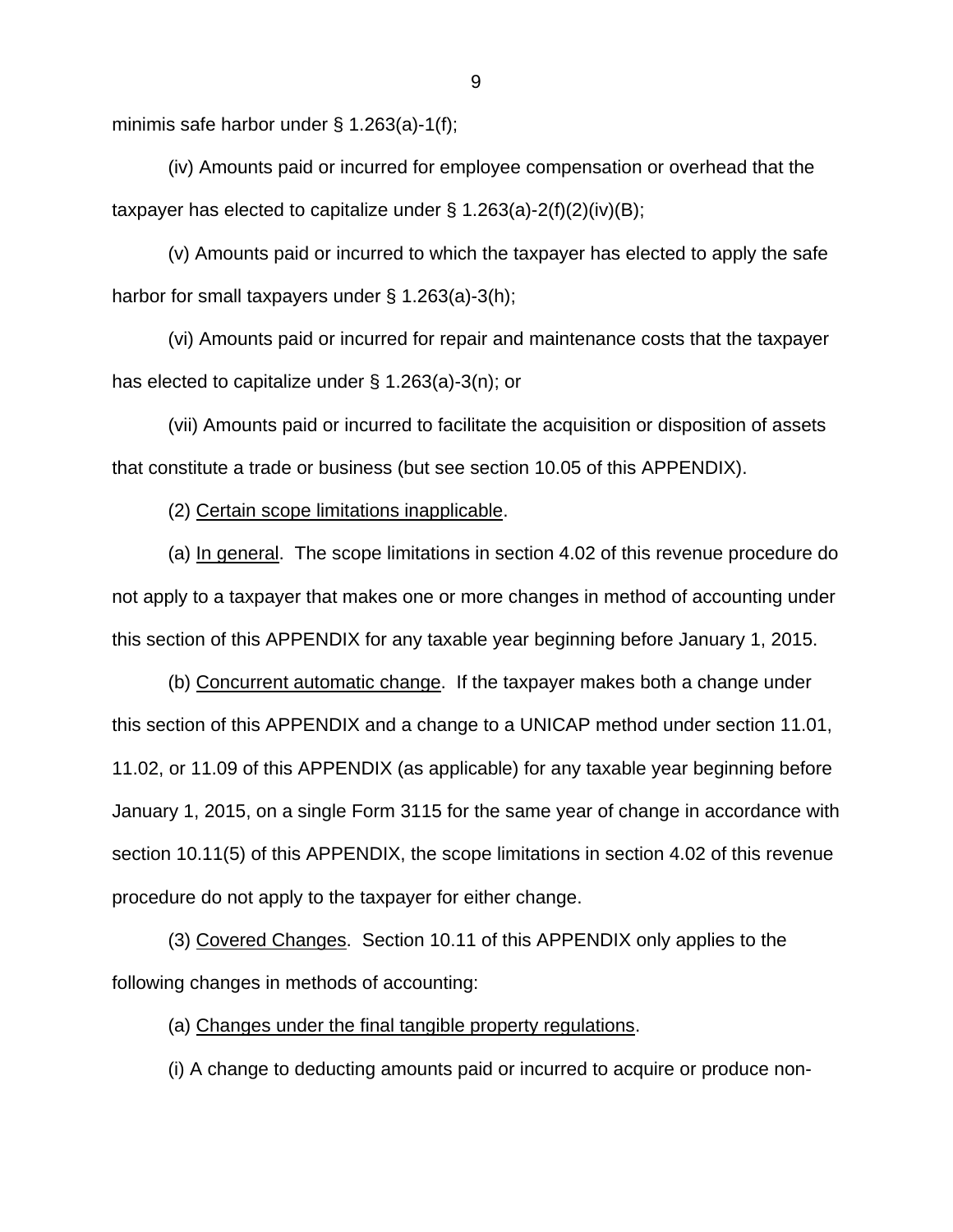minimis safe harbor under § 1.263(a)-1(f);

(iv) Amounts paid or incurred for employee compensation or overhead that the taxpayer has elected to capitalize under § 1.263(a)-2(f)(2)(iv)(B);

(v) Amounts paid or incurred to which the taxpayer has elected to apply the safe harbor for small taxpayers under § 1.263(a)-3(h);

(vi) Amounts paid or incurred for repair and maintenance costs that the taxpayer has elected to capitalize under § 1.263(a)-3(n); or

(vii) Amounts paid or incurred to facilitate the acquisition or disposition of assets that constitute a trade or business (but see section 10.05 of this APPENDIX).

(2) Certain scope limitations inapplicable.

(a) In general. The scope limitations in section 4.02 of this revenue procedure do not apply to a taxpayer that makes one or more changes in method of accounting under this section of this APPENDIX for any taxable year beginning before January 1, 2015.

(b) Concurrent automatic change. If the taxpayer makes both a change under this section of this APPENDIX and a change to a UNICAP method under section 11.01, 11.02, or 11.09 of this APPENDIX (as applicable) for any taxable year beginning before January 1, 2015, on a single Form 3115 for the same year of change in accordance with section 10.11(5) of this APPENDIX, the scope limitations in section 4.02 of this revenue procedure do not apply to the taxpayer for either change.

(3) Covered Changes. Section 10.11 of this APPENDIX only applies to the following changes in methods of accounting:

(a) Changes under the final tangible property regulations.

(i) A change to deducting amounts paid or incurred to acquire or produce non-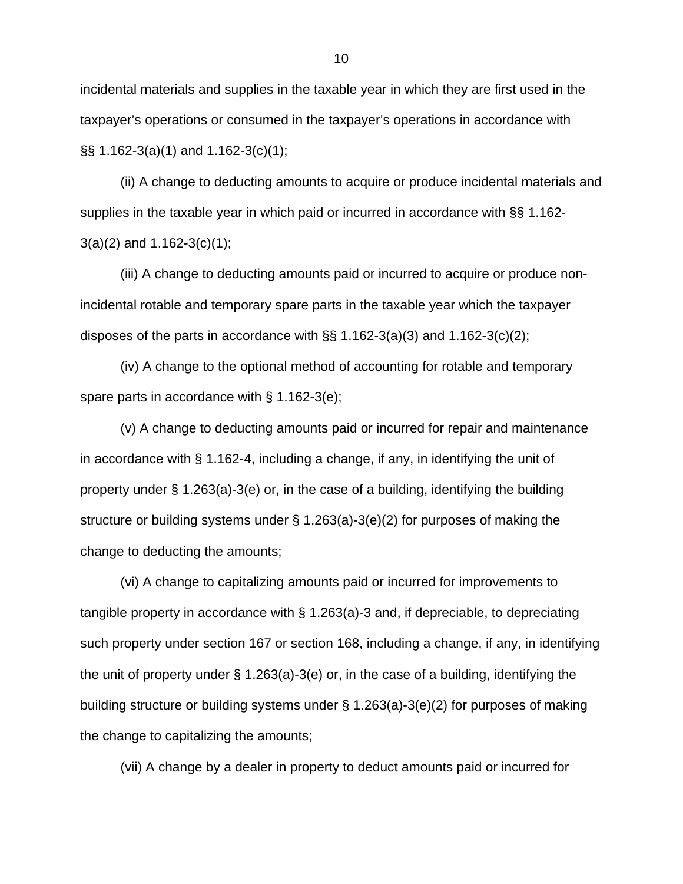incidental materials and supplies in the taxable year in which they are first used in the taxpayer's operations or consumed in the taxpayer's operations in accordance with §§ 1.162-3(a)(1) and 1.162-3(c)(1);

(ii) A change to deducting amounts to acquire or produce incidental materials and supplies in the taxable year in which paid or incurred in accordance with §§ 1.162-3(a)(2) and 1.162-3(c)(1);

(iii) A change to deducting amounts paid or incurred to acquire or produce non-incidental rotable and temporary spare parts in the taxable year which the taxpayer disposes of the parts in accordance with §§ 1.162-3(a)(3) and 1.162-3(c)(2);

(iv) A change to the optional method of accounting for rotable and temporary spare parts in accordance with § 1.162-3(e);

(v) A change to deducting amounts paid or incurred for repair and maintenance in accordance with § 1.162-4, including a change, if any, in identifying the unit of property under § 1.263(a)-3(e) or, in the case of a building, identifying the building structure or building systems under § 1.263(a)-3(e)(2) for purposes of making the change to deducting the amounts;

(vi) A change to capitalizing amounts paid or incurred for improvements to tangible property in accordance with § 1.263(a)-3 and, if depreciable, to depreciating such property under section 167 or section 168, including a change, if any, in identifying the unit of property under § 1.263(a)-3(e) or, in the case of a building, identifying the building structure or building systems under § 1.263(a)-3(e)(2) for purposes of making the change to capitalizing the amounts;

(vii) A change by a dealer in property to deduct amounts paid or incurred for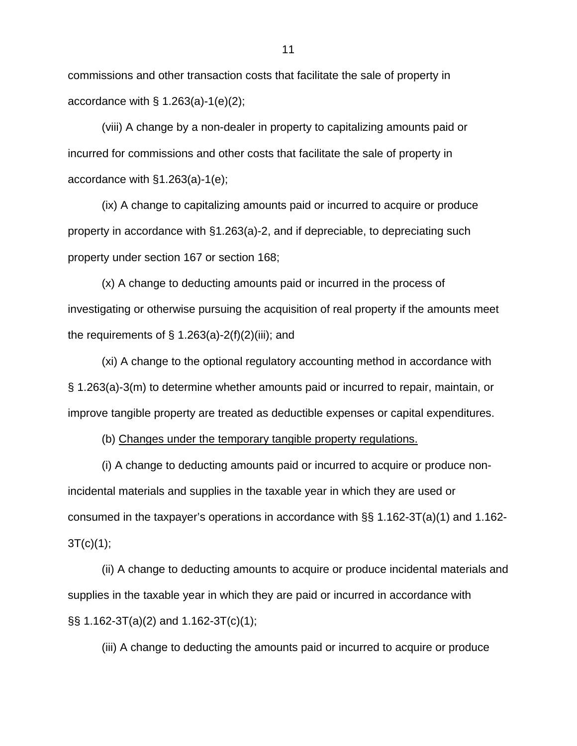commissions and other transaction costs that facilitate the sale of property in accordance with § 1.263(a)-1(e)(2);

(viii) A change by a non-dealer in property to capitalizing amounts paid or incurred for commissions and other costs that facilitate the sale of property in accordance with §1.263(a)-1(e);

(ix) A change to capitalizing amounts paid or incurred to acquire or produce property in accordance with §1.263(a)-2, and if depreciable, to depreciating such property under section 167 or section 168;

(x) A change to deducting amounts paid or incurred in the process of investigating or otherwise pursuing the acquisition of real property if the amounts meet the requirements of § 1.263(a)-2(f)(2)(iii); and

(xi) A change to the optional regulatory accounting method in accordance with § 1.263(a)-3(m) to determine whether amounts paid or incurred to repair, maintain, or improve tangible property are treated as deductible expenses or capital expenditures.

(b) Changes under the temporary tangible property regulations.

(i) A change to deducting amounts paid or incurred to acquire or produce non-incidental materials and supplies in the taxable year in which they are used or consumed in the taxpayer's operations in accordance with §§ 1.162-3T(a)(1) and 1.162-3T(c)(1);

(ii) A change to deducting amounts to acquire or produce incidental materials and supplies in the taxable year in which they are paid or incurred in accordance with §§ 1.162-3T(a)(2) and 1.162-3T(c)(1);

(iii) A change to deducting the amounts paid or incurred to acquire or produce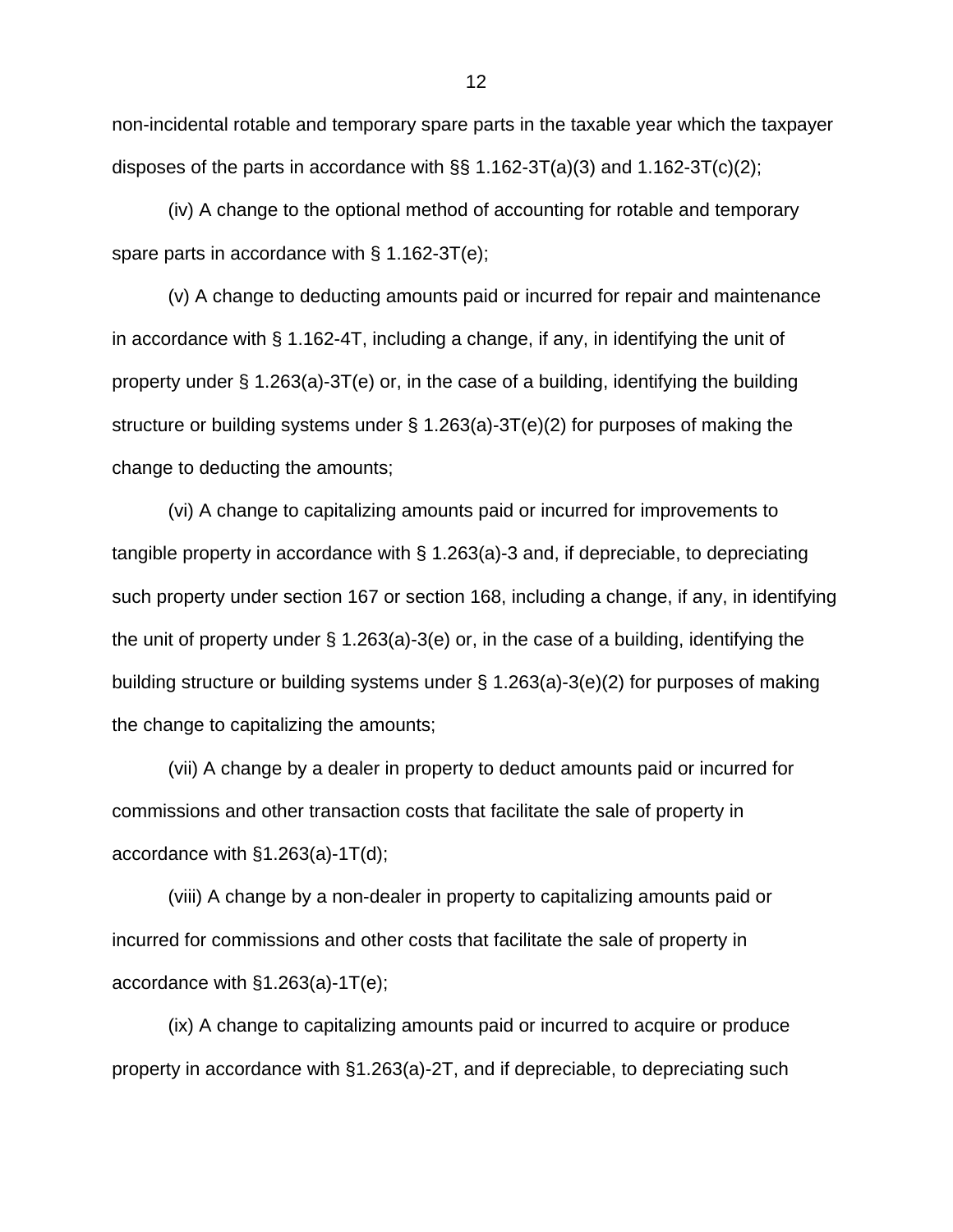non-incidental rotable and temporary spare parts in the taxable year which the taxpayer disposes of the parts in accordance with §§ 1.162-3T(a)(3) and 1.162-3T(c)(2);

(iv) A change to the optional method of accounting for rotable and temporary spare parts in accordance with § 1.162-3T(e);

(v) A change to deducting amounts paid or incurred for repair and maintenance in accordance with § 1.162-4T, including a change, if any, in identifying the unit of property under § 1.263(a)-3T(e) or, in the case of a building, identifying the building structure or building systems under § 1.263(a)-3T(e)(2) for purposes of making the change to deducting the amounts;

(vi) A change to capitalizing amounts paid or incurred for improvements to tangible property in accordance with § 1.263(a)-3 and, if depreciable, to depreciating such property under section 167 or section 168, including a change, if any, in identifying the unit of property under § 1.263(a)-3(e) or, in the case of a building, identifying the building structure or building systems under § 1.263(a)-3(e)(2) for purposes of making the change to capitalizing the amounts;

(vii) A change by a dealer in property to deduct amounts paid or incurred for commissions and other transaction costs that facilitate the sale of property in accordance with §1.263(a)-1T(d);

(viii) A change by a non-dealer in property to capitalizing amounts paid or incurred for commissions and other costs that facilitate the sale of property in accordance with §1.263(a)-1T(e);

(ix) A change to capitalizing amounts paid or incurred to acquire or produce property in accordance with §1.263(a)-2T, and if depreciable, to depreciating such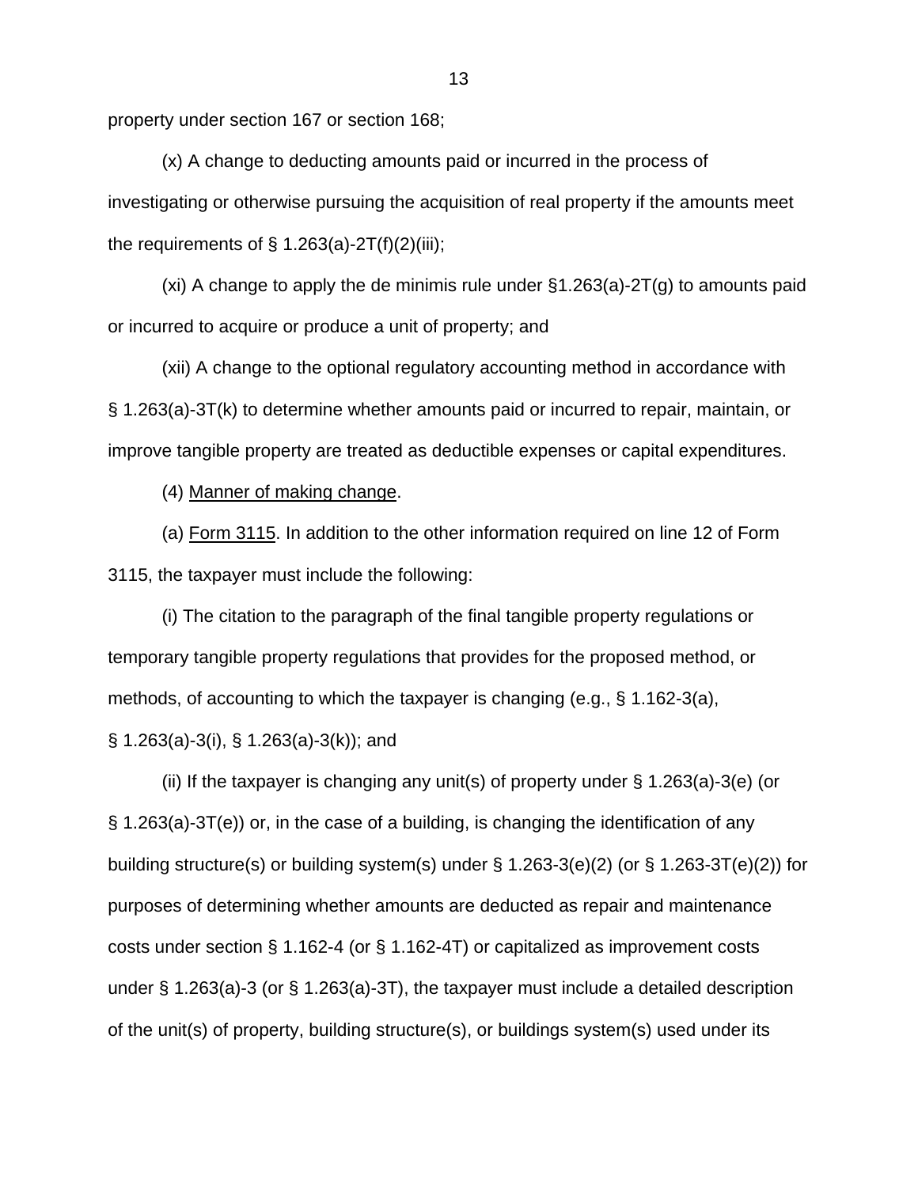property under section 167 or section 168;

(x) A change to deducting amounts paid or incurred in the process of investigating or otherwise pursuing the acquisition of real property if the amounts meet the requirements of § 1.263(a)-2T(f)(2)(iii);

(xi) A change to apply the de minimis rule under §1.263(a)-2T(g) to amounts paid or incurred to acquire or produce a unit of property; and

(xii) A change to the optional regulatory accounting method in accordance with § 1.263(a)-3T(k) to determine whether amounts paid or incurred to repair, maintain, or improve tangible property are treated as deductible expenses or capital expenditures.

(4) Manner of making change.

(a) Form 3115. In addition to the other information required on line 12 of Form 3115, the taxpayer must include the following:

(i) The citation to the paragraph of the final tangible property regulations or temporary tangible property regulations that provides for the proposed method, or methods, of accounting to which the taxpayer is changing (e.g., § 1.162-3(a), § 1.263(a)-3(i), § 1.263(a)-3(k)); and

(ii) If the taxpayer is changing any unit(s) of property under § 1.263(a)-3(e) (or § 1.263(a)-3T(e)) or, in the case of a building, is changing the identification of any building structure(s) or building system(s) under § 1.263-3(e)(2) (or § 1.263-3T(e)(2)) for purposes of determining whether amounts are deducted as repair and maintenance costs under section § 1.162-4 (or § 1.162-4T) or capitalized as improvement costs under § 1.263(a)-3 (or § 1.263(a)-3T), the taxpayer must include a detailed description of the unit(s) of property, building structure(s), or buildings system(s) used under its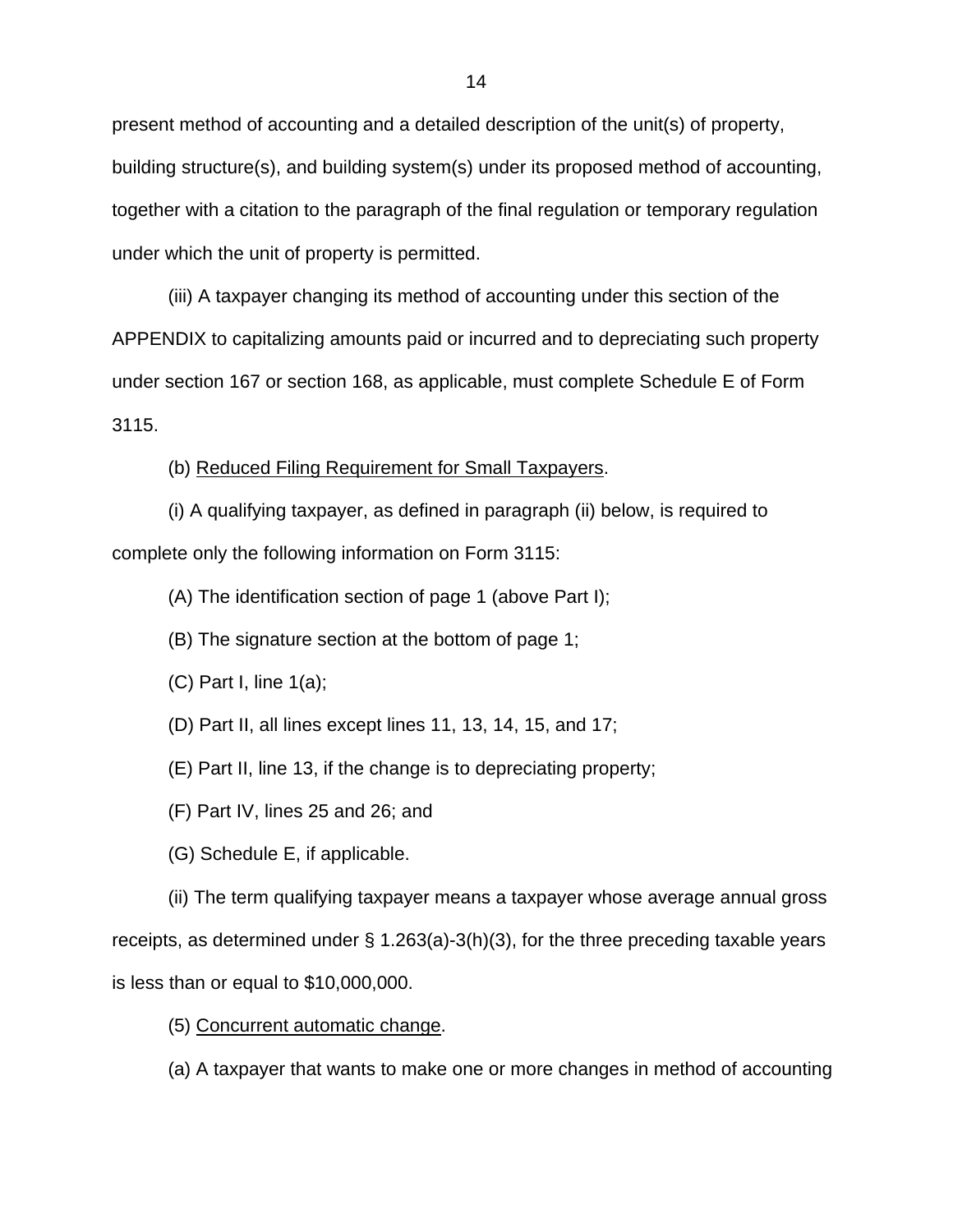present method of accounting and a detailed description of the unit(s) of property, building structure(s), and building system(s) under its proposed method of accounting, together with a citation to the paragraph of the final regulation or temporary regulation under which the unit of property is permitted.

(iii) A taxpayer changing its method of accounting under this section of the APPENDIX to capitalizing amounts paid or incurred and to depreciating such property under section 167 or section 168, as applicable, must complete Schedule E of Form 3115.

(b) Reduced Filing Requirement for Small Taxpayers.

(i) A qualifying taxpayer, as defined in paragraph (ii) below, is required to complete only the following information on Form 3115:

(A) The identification section of page 1 (above Part I);

(B) The signature section at the bottom of page 1;

(C) Part I, line 1(a);

(D) Part II, all lines except lines 11, 13, 14, 15, and 17;

(E) Part II, line 13, if the change is to depreciating property;

(F) Part IV, lines 25 and 26; and

(G) Schedule E, if applicable.

(ii) The term qualifying taxpayer means a taxpayer whose average annual gross receipts, as determined under § 1.263(a)-3(h)(3), for the three preceding taxable years is less than or equal to $10,000,000.

(5) Concurrent automatic change.

(a) A taxpayer that wants to make one or more changes in method of accounting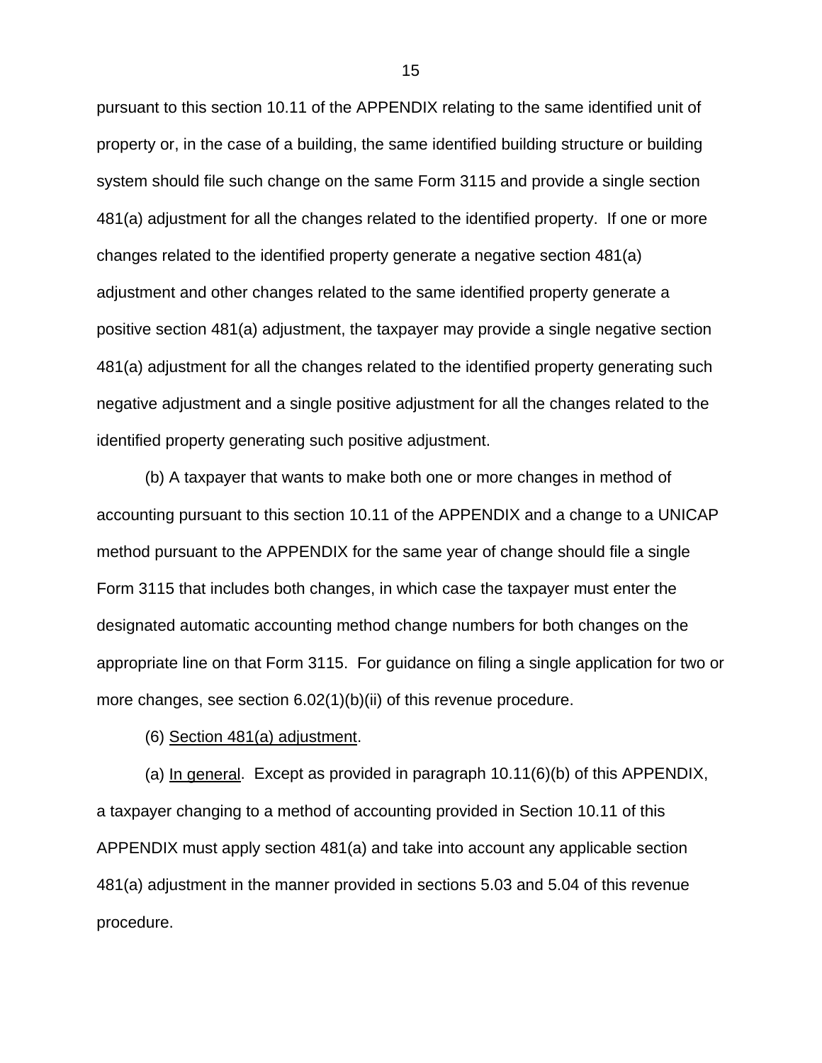pursuant to this section 10.11 of the APPENDIX relating to the same identified unit of property or, in the case of a building, the same identified building structure or building system should file such change on the same Form 3115 and provide a single section 481(a) adjustment for all the changes related to the identified property. If one or more changes related to the identified property generate a negative section 481(a) adjustment and other changes related to the same identified property generate a positive section 481(a) adjustment, the taxpayer may provide a single negative section 481(a) adjustment for all the changes related to the identified property generating such negative adjustment and a single positive adjustment for all the changes related to the identified property generating such positive adjustment.

(b) A taxpayer that wants to make both one or more changes in method of accounting pursuant to this section 10.11 of the APPENDIX and a change to a UNICAP method pursuant to the APPENDIX for the same year of change should file a single Form 3115 that includes both changes, in which case the taxpayer must enter the designated automatic accounting method change numbers for both changes on the appropriate line on that Form 3115. For guidance on filing a single application for two or more changes, see section 6.02(1)(b)(ii) of this revenue procedure.

(6) Section 481(a) adjustment.

(a) In general. Except as provided in paragraph 10.11(6)(b) of this APPENDIX, a taxpayer changing to a method of accounting provided in Section 10.11 of this APPENDIX must apply section 481(a) and take into account any applicable section 481(a) adjustment in the manner provided in sections 5.03 and 5.04 of this revenue procedure.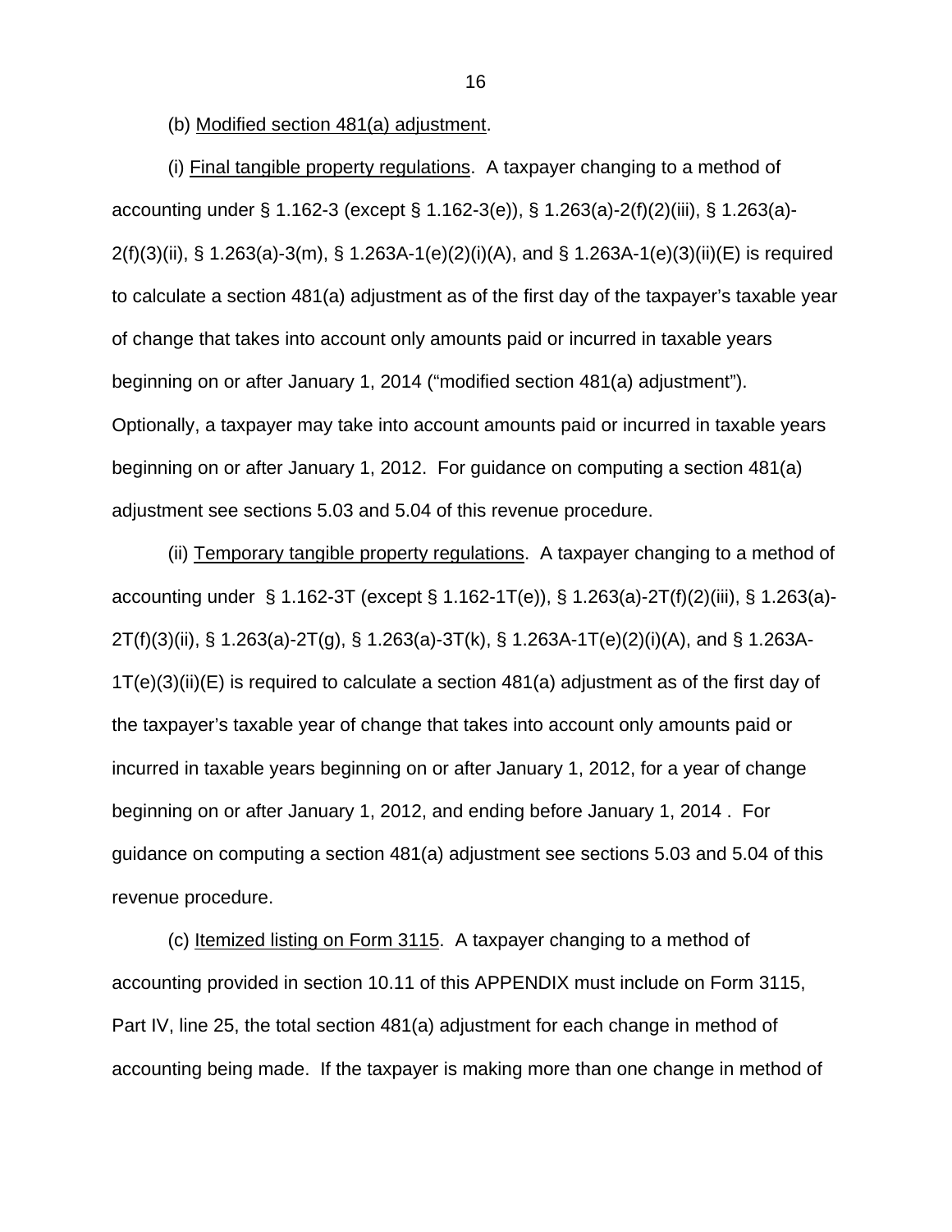(b) Modified section 481(a) adjustment.

(i) Final tangible property regulations. A taxpayer changing to a method of accounting under § 1.162-3 (except § 1.162-3(e)), § 1.263(a)-2(f)(2)(iii), § 1.263(a)-2(f)(3)(ii), § 1.263(a)-3(m), § 1.263A-1(e)(2)(i)(A), and § 1.263A-1(e)(3)(ii)(E) is required to calculate a section 481(a) adjustment as of the first day of the taxpayer's taxable year of change that takes into account only amounts paid or incurred in taxable years beginning on or after January 1, 2014 ("modified section 481(a) adjustment"). Optionally, a taxpayer may take into account amounts paid or incurred in taxable years beginning on or after January 1, 2012. For guidance on computing a section 481(a) adjustment see sections 5.03 and 5.04 of this revenue procedure.

(ii) Temporary tangible property regulations. A taxpayer changing to a method of accounting under § 1.162-3T (except § 1.162-1T(e)), § 1.263(a)-2T(f)(2)(iii), § 1.263(a)-2T(f)(3)(ii), § 1.263(a)-2T(g), § 1.263(a)-3T(k), § 1.263A-1T(e)(2)(i)(A), and § 1.263A-1T(e)(3)(ii)(E) is required to calculate a section 481(a) adjustment as of the first day of the taxpayer's taxable year of change that takes into account only amounts paid or incurred in taxable years beginning on or after January 1, 2012, for a year of change beginning on or after January 1, 2012, and ending before January 1, 2014 . For guidance on computing a section 481(a) adjustment see sections 5.03 and 5.04 of this revenue procedure.

(c) Itemized listing on Form 3115. A taxpayer changing to a method of accounting provided in section 10.11 of this APPENDIX must include on Form 3115, Part IV, line 25, the total section 481(a) adjustment for each change in method of accounting being made. If the taxpayer is making more than one change in method of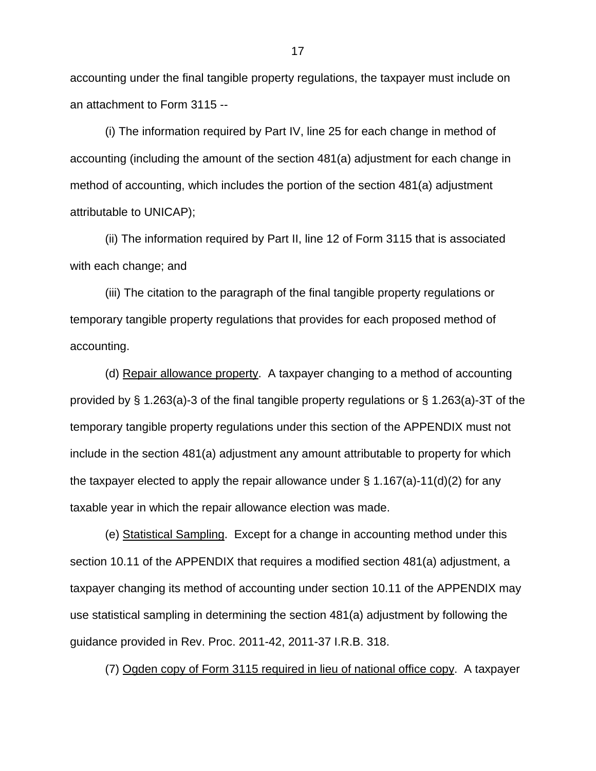accounting under the final tangible property regulations, the taxpayer must include on an attachment to Form 3115 --

(i) The information required by Part IV, line 25 for each change in method of accounting (including the amount of the section 481(a) adjustment for each change in method of accounting, which includes the portion of the section 481(a) adjustment attributable to UNICAP);

(ii) The information required by Part II, line 12 of Form 3115 that is associated with each change; and

(iii) The citation to the paragraph of the final tangible property regulations or temporary tangible property regulations that provides for each proposed method of accounting.

(d) Repair allowance property. A taxpayer changing to a method of accounting provided by § 1.263(a)-3 of the final tangible property regulations or § 1.263(a)-3T of the temporary tangible property regulations under this section of the APPENDIX must not include in the section 481(a) adjustment any amount attributable to property for which the taxpayer elected to apply the repair allowance under § 1.167(a)-11(d)(2) for any taxable year in which the repair allowance election was made.

(e) Statistical Sampling. Except for a change in accounting method under this section 10.11 of the APPENDIX that requires a modified section 481(a) adjustment, a taxpayer changing its method of accounting under section 10.11 of the APPENDIX may use statistical sampling in determining the section 481(a) adjustment by following the guidance provided in Rev. Proc. 2011-42, 2011-37 I.R.B. 318.

(7) Ogden copy of Form 3115 required in lieu of national office copy. A taxpayer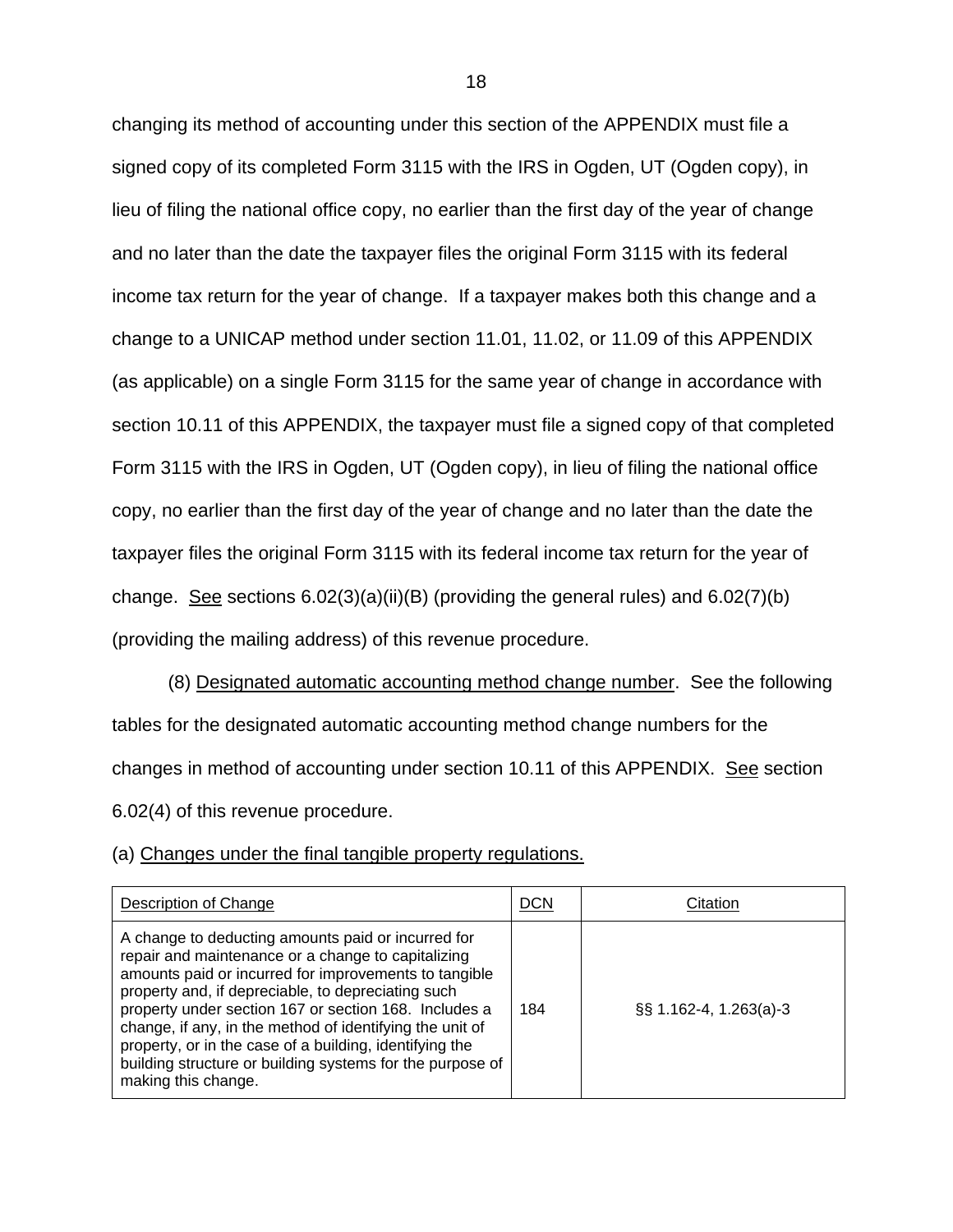changing its method of accounting under this section of the APPENDIX must file a signed copy of its completed Form 3115 with the IRS in Ogden, UT (Ogden copy), in lieu of filing the national office copy, no earlier than the first day of the year of change and no later than the date the taxpayer files the original Form 3115 with its federal income tax return for the year of change. If a taxpayer makes both this change and a change to a UNICAP method under section 11.01, 11.02, or 11.09 of this APPENDIX (as applicable) on a single Form 3115 for the same year of change in accordance with section 10.11 of this APPENDIX, the taxpayer must file a signed copy of that completed Form 3115 with the IRS in Ogden, UT (Ogden copy), in lieu of filing the national office copy, no earlier than the first day of the year of change and no later than the date the taxpayer files the original Form 3115 with its federal income tax return for the year of change. See sections 6.02(3)(a)(ii)(B) (providing the general rules) and 6.02(7)(b) (providing the mailing address) of this revenue procedure.

(8) Designated automatic accounting method change number. See the following tables for the designated automatic accounting method change numbers for the changes in method of accounting under section 10.11 of this APPENDIX. See section 6.02(4) of this revenue procedure.

(a) Changes under the final tangible property regulations.

| Description of Change | DCN | Citation |
| --- | --- | --- |
| A change to deducting amounts paid or incurred for repair and maintenance or a change to capitalizing amounts paid or incurred for improvements to tangible property and, if depreciable, to depreciating such property under section 167 or section 168. Includes a change, if any, in the method of identifying the unit of property, or in the case of a building, identifying the building structure or building systems for the purpose of making this change. | 184 | §§ 1.162-4, 1.263(a)-3 |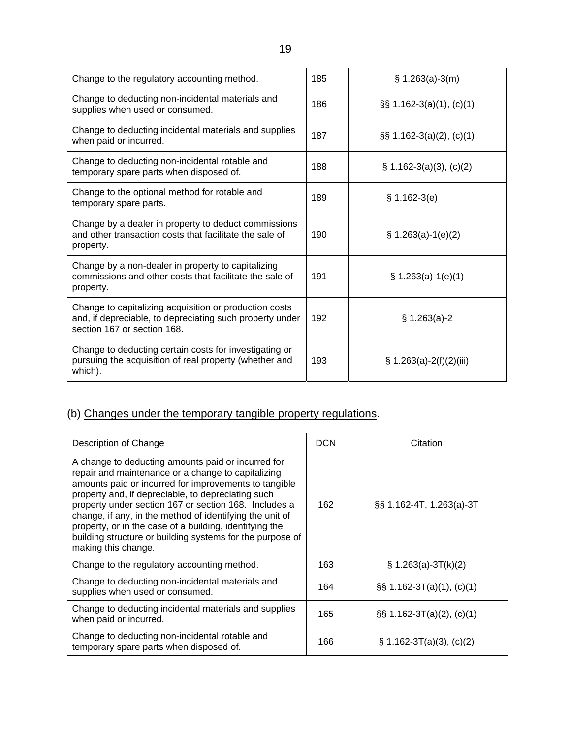| | | |
|---|---|---|
| Change to the regulatory accounting method. | 185 | § 1.263(a)-3(m) |
| Change to deducting non-incidental materials and supplies when used or consumed. | 186 | §§ 1.162-3(a)(1), (c)(1) |
| Change to deducting incidental materials and supplies when paid or incurred. | 187 | §§ 1.162-3(a)(2), (c)(1) |
| Change to deducting non-incidental rotable and temporary spare parts when disposed of. | 188 | § 1.162-3(a)(3), (c)(2) |
| Change to the optional method for rotable and temporary spare parts. | 189 | § 1.162-3(e) |
| Change by a dealer in property to deduct commissions and other transaction costs that facilitate the sale of property. | 190 | § 1.263(a)-1(e)(2) |
| Change by a non-dealer in property to capitalizing commissions and other costs that facilitate the sale of property. | 191 | § 1.263(a)-1(e)(1) |
| Change to capitalizing acquisition or production costs and, if depreciable, to depreciating such property under section 167 or section 168. | 192 | § 1.263(a)-2 |
| Change to deducting certain costs for investigating or pursuing the acquisition of real property (whether and which). | 193 | § 1.263(a)-2(f)(2)(iii) |

(b) <u>Changes under the temporary tangible property regulations</u>.

| Description of Change | DCN | Citation |
|---|---|---|
| A change to deducting amounts paid or incurred for repair and maintenance or a change to capitalizing amounts paid or incurred for improvements to tangible property and, if depreciable, to depreciating such property under section 167 or section 168. Includes a change, if any, in the method of identifying the unit of property, or in the case of a building, identifying the building structure or building systems for the purpose of making this change. | 162 | §§ 1.162-4T, 1.263(a)-3T |
| Change to the regulatory accounting method. | 163 | § 1.263(a)-3T(k)(2) |
| Change to deducting non-incidental materials and supplies when used or consumed. | 164 | §§ 1.162-3T(a)(1), (c)(1) |
| Change to deducting incidental materials and supplies when paid or incurred. | 165 | §§ 1.162-3T(a)(2), (c)(1) |
| Change to deducting non-incidental rotable and temporary spare parts when disposed of. | 166 | § 1.162-3T(a)(3), (c)(2) |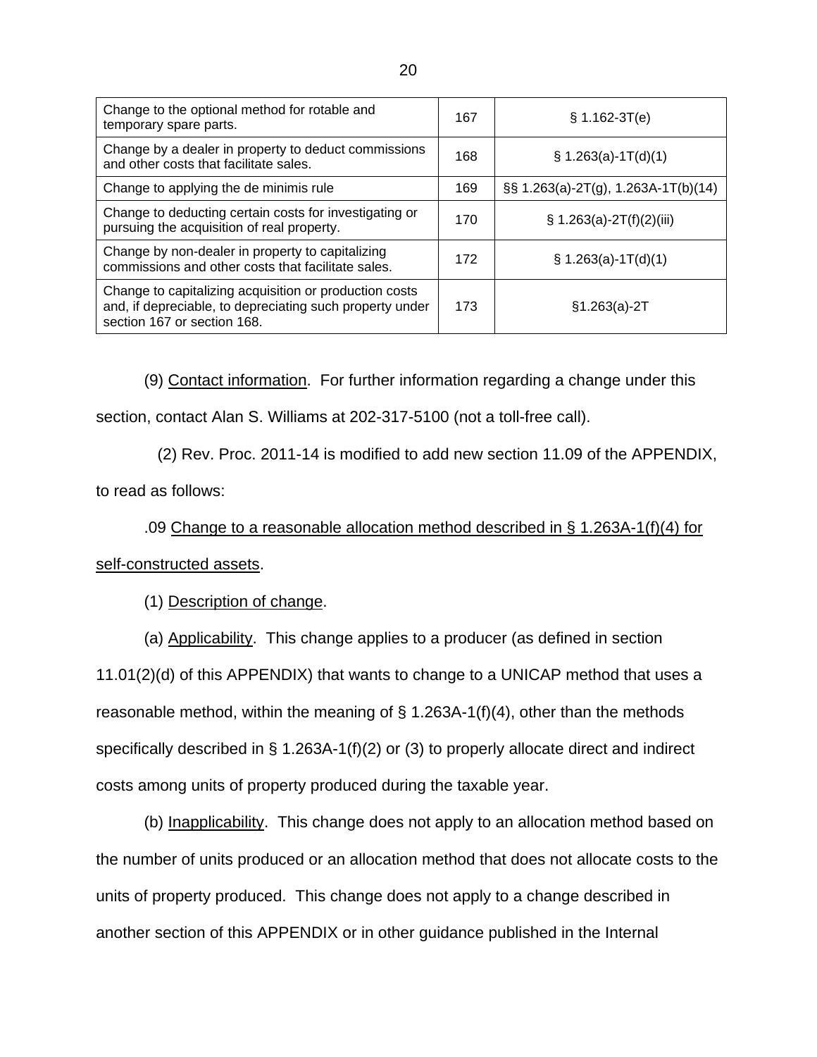| Change to the optional method for rotable and temporary spare parts. | 167 | § 1.162-3T(e) |
|---|---|---|
| Change by a dealer in property to deduct commissions and other costs that facilitate sales. | 168 | § 1.263(a)-1T(d)(1) |
| Change to applying the de minimis rule | 169 | §§ 1.263(a)-2T(g), 1.263A-1T(b)(14) |
| Change to deducting certain costs for investigating or pursuing the acquisition of real property. | 170 | § 1.263(a)-2T(f)(2)(iii) |
| Change by non-dealer in property to capitalizing commissions and other costs that facilitate sales. | 172 | § 1.263(a)-1T(d)(1) |
| Change to capitalizing acquisition or production costs and, if depreciable, to depreciating such property under section 167 or section 168. | 173 | §1.263(a)-2T |

(9) Contact information. For further information regarding a change under this section, contact Alan S. Williams at 202-317-5100 (not a toll-free call).

(2) Rev. Proc. 2011-14 is modified to add new section 11.09 of the APPENDIX, to read as follows:

.09 Change to a reasonable allocation method described in § 1.263A-1(f)(4) for self-constructed assets.

(1) Description of change.

(a) Applicability. This change applies to a producer (as defined in section 11.01(2)(d) of this APPENDIX) that wants to change to a UNICAP method that uses a reasonable method, within the meaning of § 1.263A-1(f)(4), other than the methods specifically described in § 1.263A-1(f)(2) or (3) to properly allocate direct and indirect costs among units of property produced during the taxable year.

(b) Inapplicability. This change does not apply to an allocation method based on the number of units produced or an allocation method that does not allocate costs to the units of property produced. This change does not apply to a change described in another section of this APPENDIX or in other guidance published in the Internal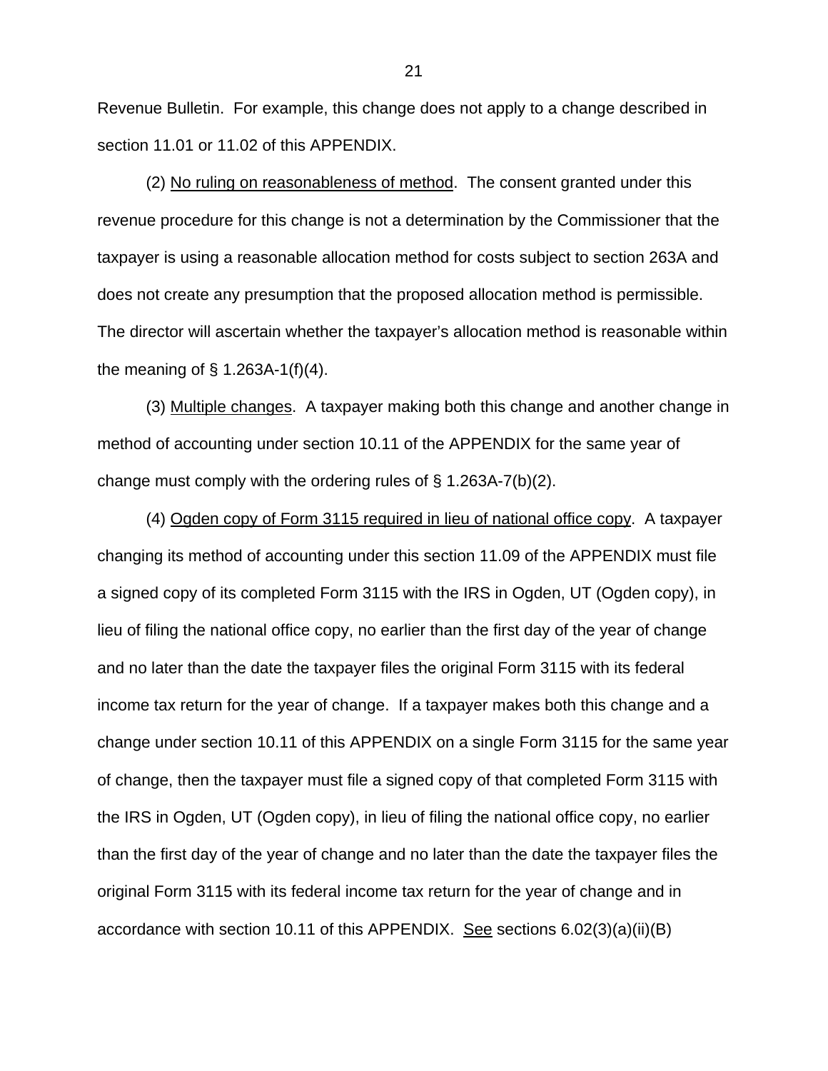Revenue Bulletin. For example, this change does not apply to a change described in section 11.01 or 11.02 of this APPENDIX.

(2) No ruling on reasonableness of method. The consent granted under this revenue procedure for this change is not a determination by the Commissioner that the taxpayer is using a reasonable allocation method for costs subject to section 263A and does not create any presumption that the proposed allocation method is permissible. The director will ascertain whether the taxpayer's allocation method is reasonable within the meaning of § 1.263A-1(f)(4).

(3) Multiple changes. A taxpayer making both this change and another change in method of accounting under section 10.11 of the APPENDIX for the same year of change must comply with the ordering rules of § 1.263A-7(b)(2).

(4) Ogden copy of Form 3115 required in lieu of national office copy. A taxpayer changing its method of accounting under this section 11.09 of the APPENDIX must file a signed copy of its completed Form 3115 with the IRS in Ogden, UT (Ogden copy), in lieu of filing the national office copy, no earlier than the first day of the year of change and no later than the date the taxpayer files the original Form 3115 with its federal income tax return for the year of change. If a taxpayer makes both this change and a change under section 10.11 of this APPENDIX on a single Form 3115 for the same year of change, then the taxpayer must file a signed copy of that completed Form 3115 with the IRS in Ogden, UT (Ogden copy), in lieu of filing the national office copy, no earlier than the first day of the year of change and no later than the date the taxpayer files the original Form 3115 with its federal income tax return for the year of change and in accordance with section 10.11 of this APPENDIX. See sections 6.02(3)(a)(ii)(B)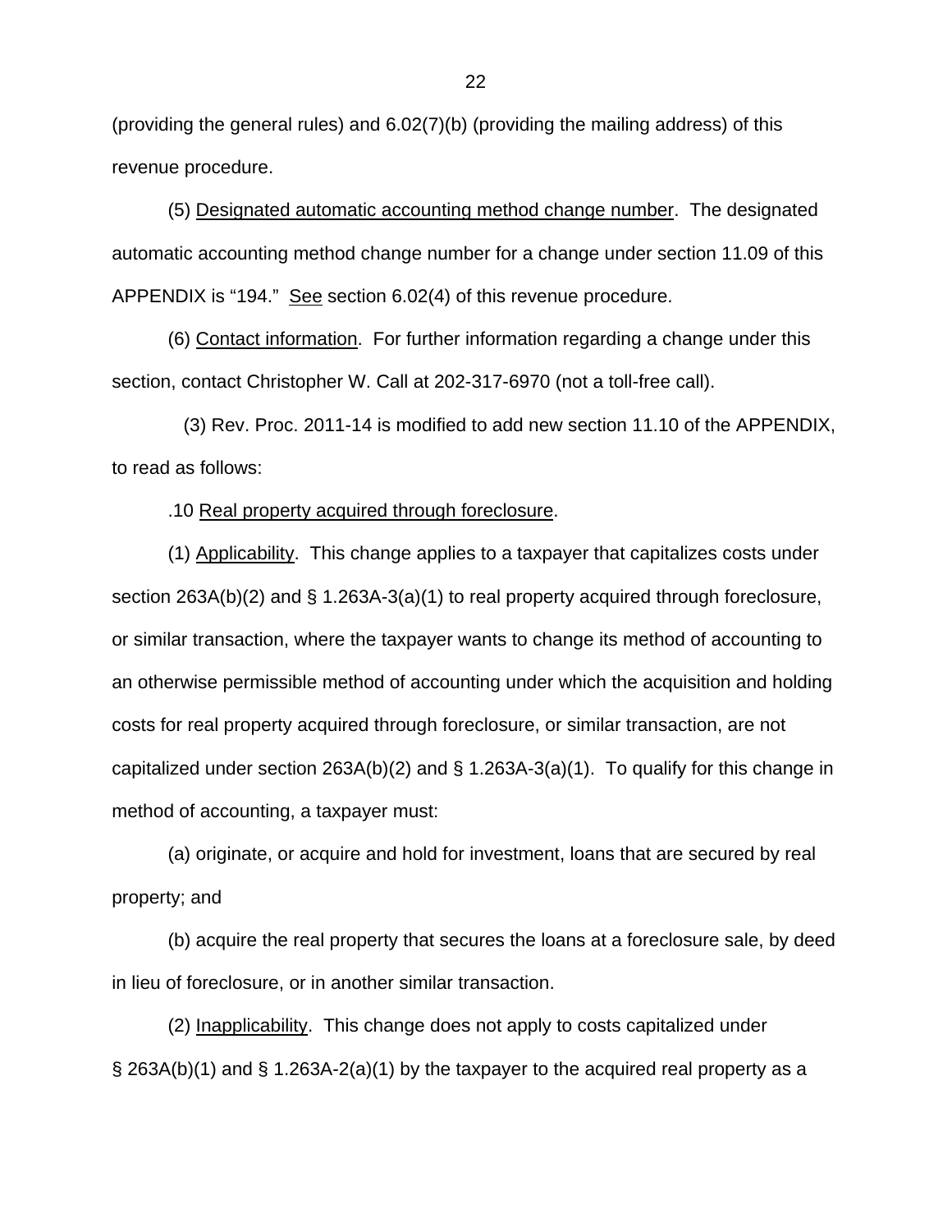(providing the general rules) and 6.02(7)(b) (providing the mailing address) of this revenue procedure.

(5) Designated automatic accounting method change number. The designated automatic accounting method change number for a change under section 11.09 of this APPENDIX is "194." See section 6.02(4) of this revenue procedure.

(6) Contact information. For further information regarding a change under this section, contact Christopher W. Call at 202-317-6970 (not a toll-free call).

(3) Rev. Proc. 2011-14 is modified to add new section 11.10 of the APPENDIX, to read as follows:

.10 Real property acquired through foreclosure.

(1) Applicability. This change applies to a taxpayer that capitalizes costs under section 263A(b)(2) and § 1.263A-3(a)(1) to real property acquired through foreclosure, or similar transaction, where the taxpayer wants to change its method of accounting to an otherwise permissible method of accounting under which the acquisition and holding costs for real property acquired through foreclosure, or similar transaction, are not capitalized under section 263A(b)(2) and § 1.263A-3(a)(1). To qualify for this change in method of accounting, a taxpayer must:

(a) originate, or acquire and hold for investment, loans that are secured by real property; and

(b) acquire the real property that secures the loans at a foreclosure sale, by deed in lieu of foreclosure, or in another similar transaction.

(2) Inapplicability. This change does not apply to costs capitalized under § 263A(b)(1) and § 1.263A-2(a)(1) by the taxpayer to the acquired real property as a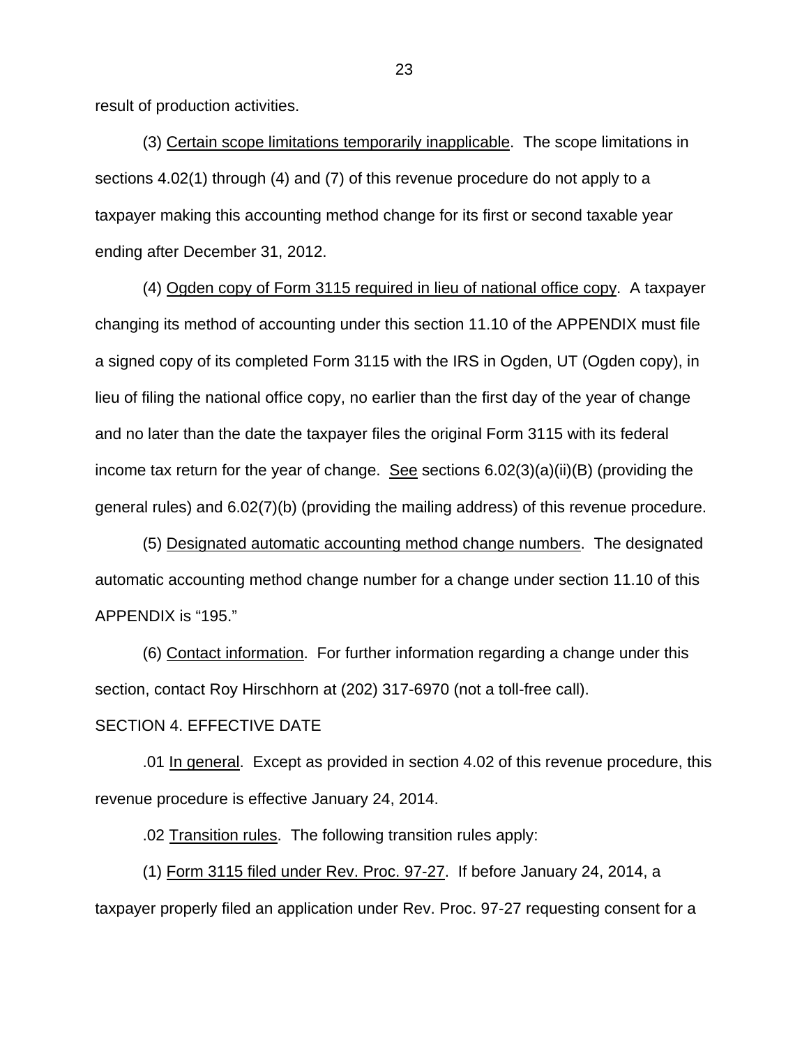result of production activities.

(3) Certain scope limitations temporarily inapplicable. The scope limitations in sections 4.02(1) through (4) and (7) of this revenue procedure do not apply to a taxpayer making this accounting method change for its first or second taxable year ending after December 31, 2012.

(4) Ogden copy of Form 3115 required in lieu of national office copy. A taxpayer changing its method of accounting under this section 11.10 of the APPENDIX must file a signed copy of its completed Form 3115 with the IRS in Ogden, UT (Ogden copy), in lieu of filing the national office copy, no earlier than the first day of the year of change and no later than the date the taxpayer files the original Form 3115 with its federal income tax return for the year of change. See sections 6.02(3)(a)(ii)(B) (providing the general rules) and 6.02(7)(b) (providing the mailing address) of this revenue procedure.

(5) Designated automatic accounting method change numbers. The designated automatic accounting method change number for a change under section 11.10 of this APPENDIX is "195."

(6) Contact information. For further information regarding a change under this section, contact Roy Hirschhorn at (202) 317-6970 (not a toll-free call).

SECTION 4. EFFECTIVE DATE

.01 In general. Except as provided in section 4.02 of this revenue procedure, this revenue procedure is effective January 24, 2014.

.02 Transition rules. The following transition rules apply:

(1) Form 3115 filed under Rev. Proc. 97-27. If before January 24, 2014, a taxpayer properly filed an application under Rev. Proc. 97-27 requesting consent for a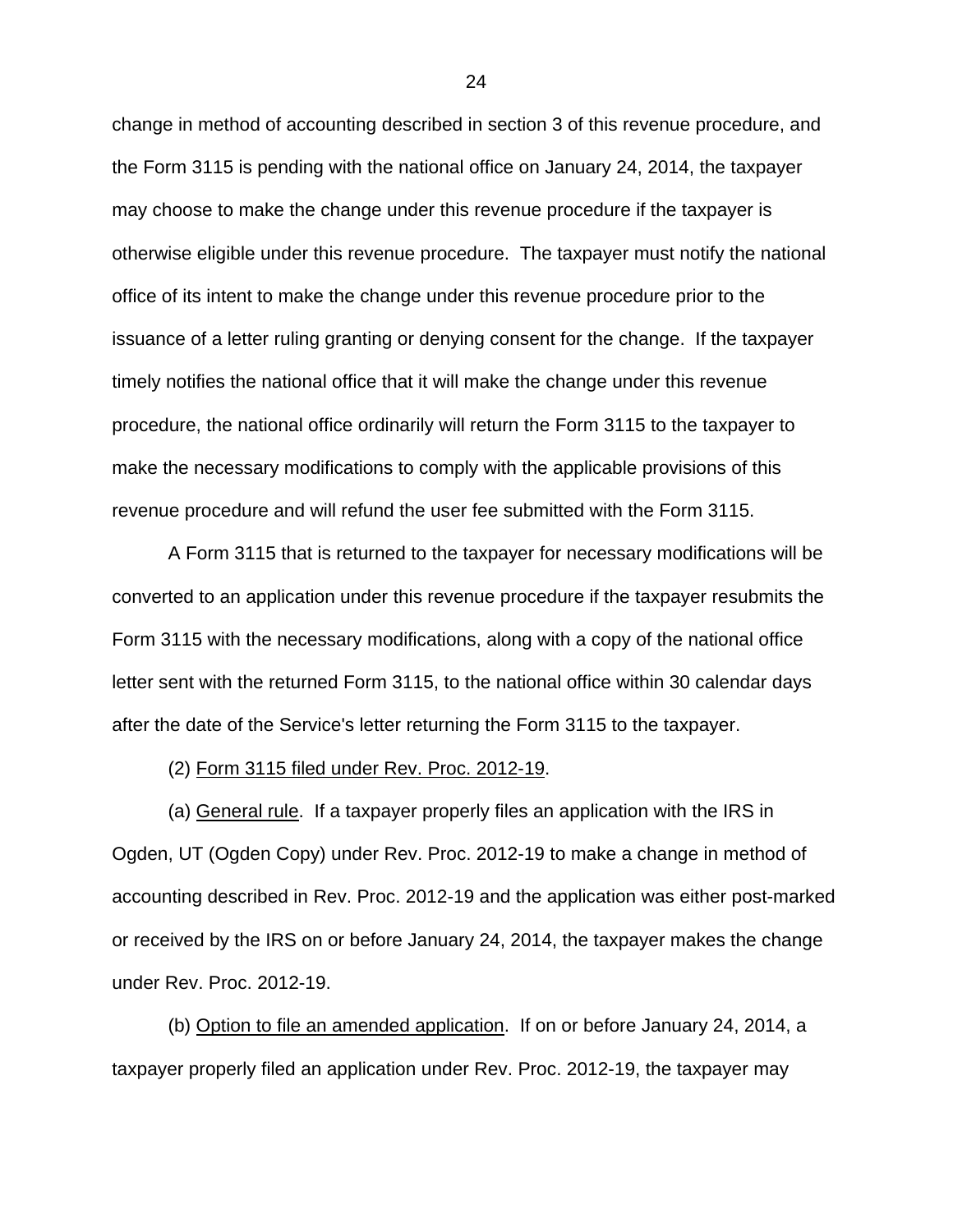change in method of accounting described in section 3 of this revenue procedure, and the Form 3115 is pending with the national office on January 24, 2014, the taxpayer may choose to make the change under this revenue procedure if the taxpayer is otherwise eligible under this revenue procedure. The taxpayer must notify the national office of its intent to make the change under this revenue procedure prior to the issuance of a letter ruling granting or denying consent for the change. If the taxpayer timely notifies the national office that it will make the change under this revenue procedure, the national office ordinarily will return the Form 3115 to the taxpayer to make the necessary modifications to comply with the applicable provisions of this revenue procedure and will refund the user fee submitted with the Form 3115.

A Form 3115 that is returned to the taxpayer for necessary modifications will be converted to an application under this revenue procedure if the taxpayer resubmits the Form 3115 with the necessary modifications, along with a copy of the national office letter sent with the returned Form 3115, to the national office within 30 calendar days after the date of the Service's letter returning the Form 3115 to the taxpayer.

(2) <u>Form 3115 filed under Rev. Proc. 2012-19</u>.

(a) <u>General rule</u>. If a taxpayer properly files an application with the IRS in Ogden, UT (Ogden Copy) under Rev. Proc. 2012-19 to make a change in method of accounting described in Rev. Proc. 2012-19 and the application was either post-marked or received by the IRS on or before January 24, 2014, the taxpayer makes the change under Rev. Proc. 2012-19.

(b) <u>Option to file an amended application</u>. If on or before January 24, 2014, a taxpayer properly filed an application under Rev. Proc. 2012-19, the taxpayer may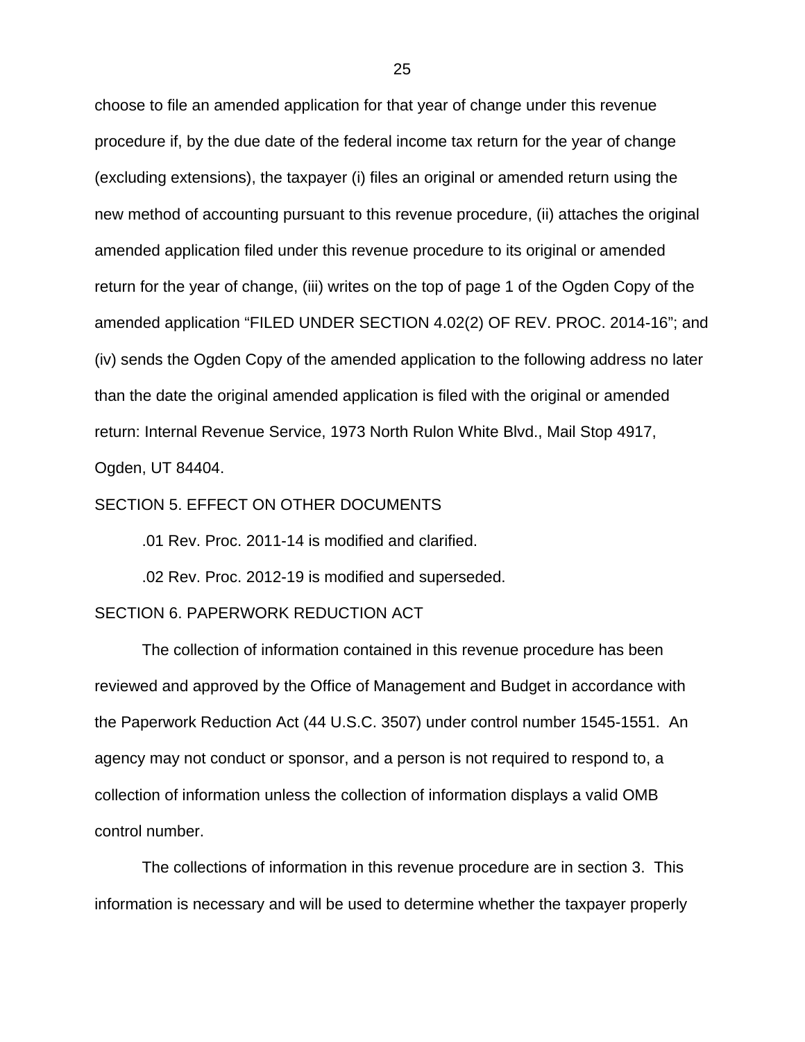choose to file an amended application for that year of change under this revenue procedure if, by the due date of the federal income tax return for the year of change (excluding extensions), the taxpayer (i) files an original or amended return using the new method of accounting pursuant to this revenue procedure, (ii) attaches the original amended application filed under this revenue procedure to its original or amended return for the year of change, (iii) writes on the top of page 1 of the Ogden Copy of the amended application "FILED UNDER SECTION 4.02(2) OF REV. PROC. 2014-16"; and (iv) sends the Ogden Copy of the amended application to the following address no later than the date the original amended application is filed with the original or amended return: Internal Revenue Service, 1973 North Rulon White Blvd., Mail Stop 4917, Ogden, UT 84404.

SECTION 5. EFFECT ON OTHER DOCUMENTS

.01 Rev. Proc. 2011-14 is modified and clarified.

.02 Rev. Proc. 2012-19 is modified and superseded.

SECTION 6. PAPERWORK REDUCTION ACT

The collection of information contained in this revenue procedure has been reviewed and approved by the Office of Management and Budget in accordance with the Paperwork Reduction Act (44 U.S.C. 3507) under control number 1545-1551. An agency may not conduct or sponsor, and a person is not required to respond to, a collection of information unless the collection of information displays a valid OMB control number.

The collections of information in this revenue procedure are in section 3. This information is necessary and will be used to determine whether the taxpayer properly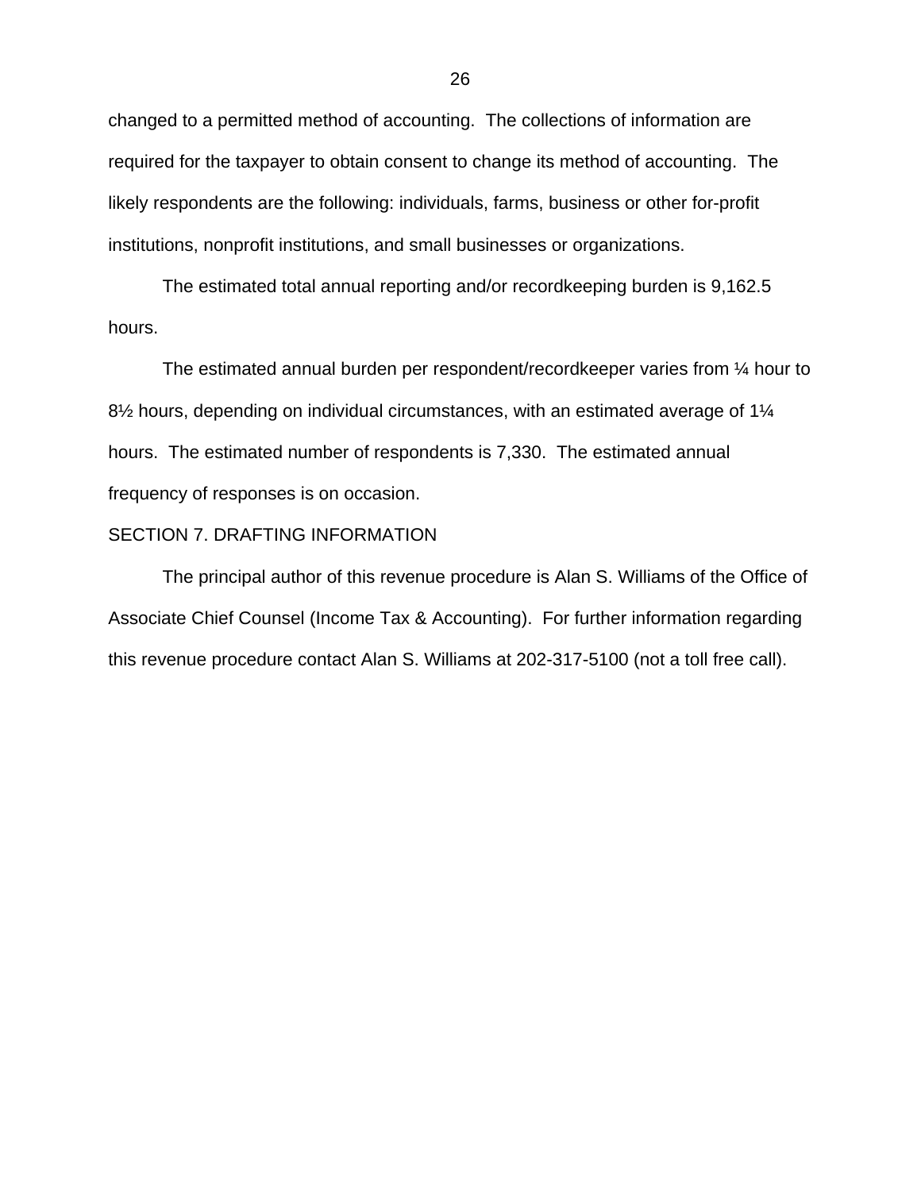changed to a permitted method of accounting. The collections of information are required for the taxpayer to obtain consent to change its method of accounting. The likely respondents are the following: individuals, farms, business or other for-profit institutions, nonprofit institutions, and small businesses or organizations.

The estimated total annual reporting and/or recordkeeping burden is 9,162.5 hours.

The estimated annual burden per respondent/recordkeeper varies from ¼ hour to 8½ hours, depending on individual circumstances, with an estimated average of 1¼ hours. The estimated number of respondents is 7,330. The estimated annual frequency of responses is on occasion.

## SECTION 7. DRAFTING INFORMATION

The principal author of this revenue procedure is Alan S. Williams of the Office of Associate Chief Counsel (Income Tax & Accounting). For further information regarding this revenue procedure contact Alan S. Williams at 202-317-5100 (not a toll free call).